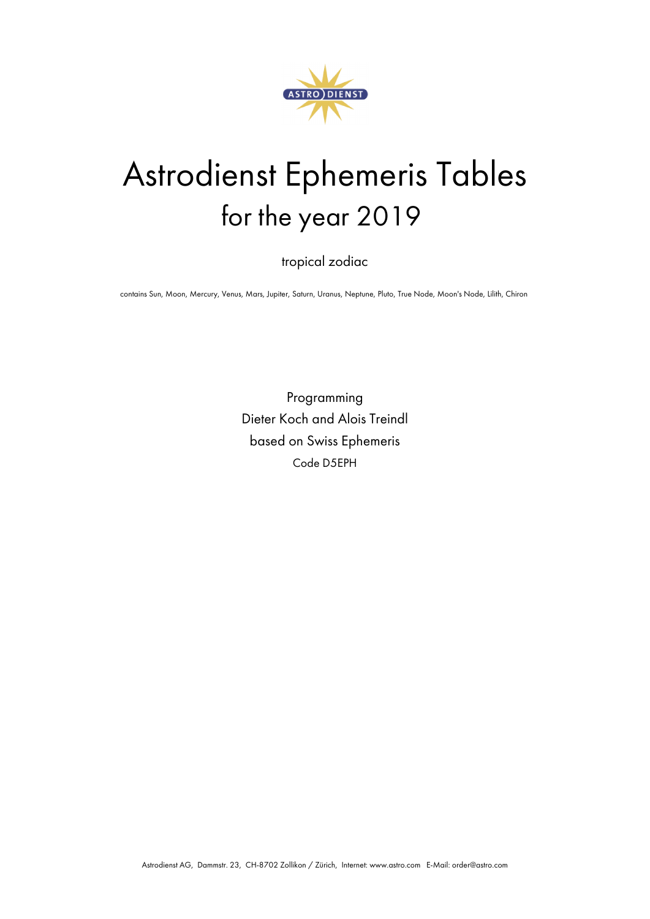# Astrodienst Ephemeris Tables

## for the year 2019

tropical zodiac

contains Sun, Moon, Mercury, Venus, Mars, Jupiter, Saturn, Uranus, Neptune, Pluto, True Node, Moon's Node, Lilith, Chiron

Programming

Dieter Koch and Alois Treindl

based on Swiss Ephemeris

Code D5EPH

Astrodienst AG, Dammstr. 23, CH-8702 Zollikon / Zürich, Internet: www.astro.com E-Mail: order@astro.com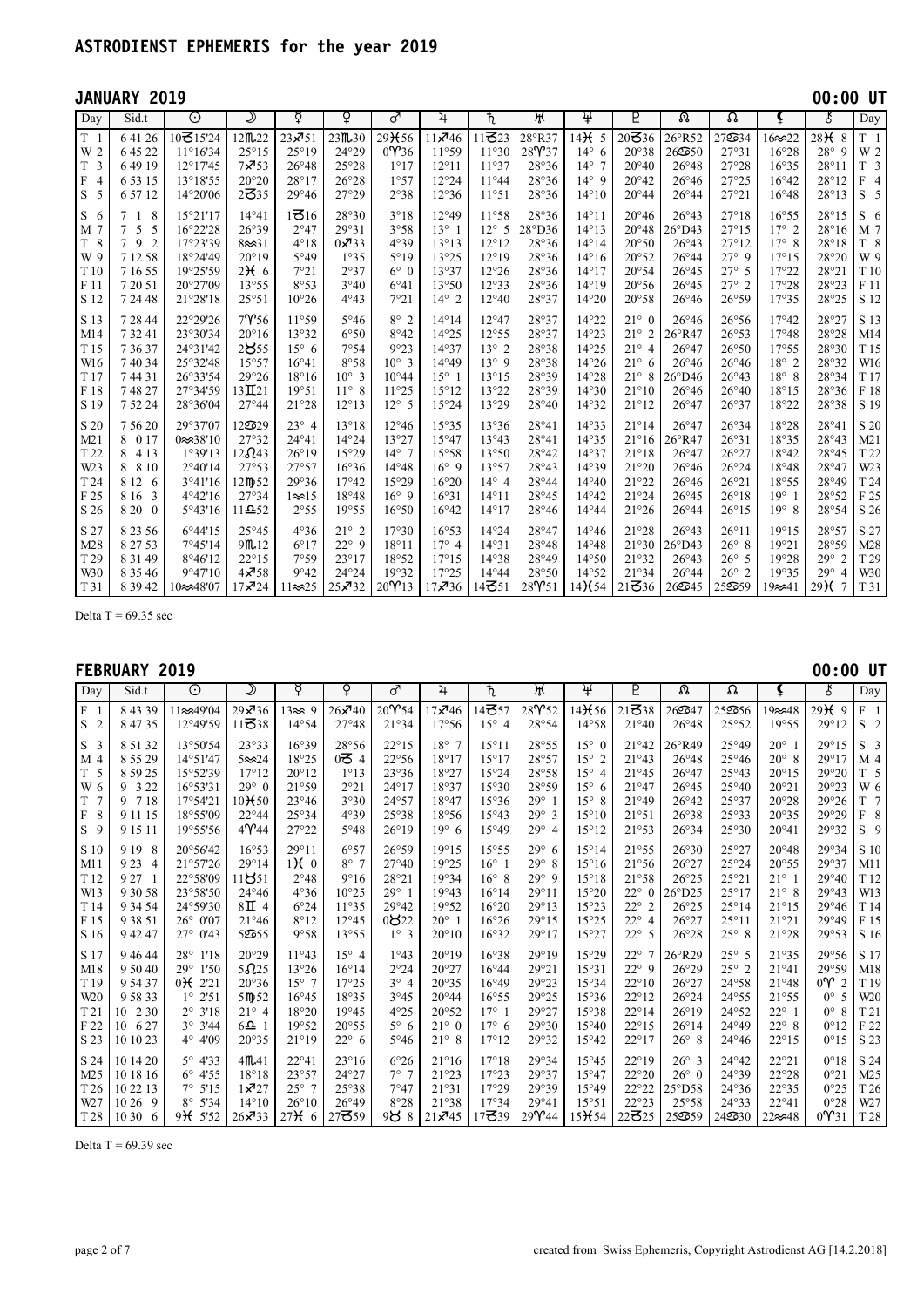# ASTRODIENST EPHEMERIS for the year 2019

## JANUARY 2019 — 00:00 UT

| Day | Sid.t | ☉ | ☽ | ☿ | ♀ | ♂ | ♃ | ♄ | ♅ | ♆ | ♇ | ☊ | ☊ | ⚸ | ⚷ | Day |
|---|---|---|---|---|---|---|---|---|---|---|---|---|---|---|---|---|
| T 1 | 6 41 26 | 10♑15'24 | 12♏22 | 23♐51 | 23♏30 | 29♓56 | 11♐46 | 11♑23 | 28°R37 | 14♓ 5 | 20♑36 | 26°R52 | 27♋34 | 16♒22 | 28♓ 8 | T 1 |
| W 2 | 6 45 22 | 11°16'34 | 25°15 | 25°19 | 24°29 | 0♈36 | 11°59 | 11°30 | 28♈37 | 14° 6 | 20°38 | 26♋50 | 27°31 | 16°28 | 28° 9 | W 2 |
| T 3 | 6 49 19 | 12°17'45 | 7♐53 | 26°48 | 25°28 | 1°17 | 12°11 | 11°37 | 28°36 | 14° 7 | 20°40 | 26°48 | 27°28 | 16°35 | 28°11 | T 3 |
| F 4 | 6 53 15 | 13°18'55 | 20°20 | 28°17 | 26°28 | 1°57 | 12°24 | 11°44 | 28°36 | 14° 9 | 20°42 | 26°46 | 27°25 | 16°42 | 28°12 | F 4 |
| S 5 | 6 57 12 | 14°20'06 | 2♑35 | 29°46 | 27°29 | 2°38 | 12°36 | 11°51 | 28°36 | 14°10 | 20°44 | 26°44 | 27°21 | 16°48 | 28°13 | S 5 |
| S 6 | 7 1 8 | 15°21'17 | 14°41 | 1♑16 | 28°30 | 3°18 | 12°49 | 11°58 | 28°36 | 14°11 | 20°46 | 26°43 | 27°18 | 16°55 | 28°15 | S 6 |
| M 7 | 7 5 5 | 16°22'28 | 26°39 | 2°47 | 29°31 | 3°58 | 13° 1 | 12° 5 | 28°D36 | 14°13 | 20°48 | 26°D43 | 27°15 | 17° 2 | 28°16 | M 7 |
| T 8 | 7 9 2 | 17°23'39 | 8♒31 | 4°18 | 0♐33 | 4°39 | 13°13 | 12°12 | 28°36 | 14°14 | 20°50 | 26°43 | 27°12 | 17° 8 | 28°18 | T 8 |
| W 9 | 7 12 58 | 18°24'49 | 20°19 | 5°49 | 1°35 | 5°19 | 13°25 | 12°19 | 28°36 | 14°16 | 20°52 | 26°44 | 27° 9 | 17°15 | 28°20 | W 9 |
| T 10 | 7 16 55 | 19°25'59 | 2♓ 6 | 7°21 | 2°37 | 6° 0 | 13°37 | 12°26 | 28°36 | 14°17 | 20°54 | 26°45 | 27° 5 | 17°22 | 28°21 | T 10 |
| F 11 | 7 20 51 | 20°27'09 | 13°55 | 8°53 | 3°40 | 6°41 | 13°50 | 12°33 | 28°36 | 14°19 | 20°56 | 26°45 | 27° 2 | 17°28 | 28°23 | F 11 |
| S 12 | 7 24 48 | 21°28'18 | 25°51 | 10°26 | 4°43 | 7°21 | 14° 2 | 12°40 | 28°37 | 14°20 | 20°58 | 26°46 | 26°59 | 17°35 | 28°25 | S 12 |
| S 13 | 7 28 44 | 22°29'26 | 7♈56 | 11°59 | 5°46 | 8° 2 | 14°14 | 12°47 | 28°37 | 14°22 | 21° 0 | 26°46 | 26°56 | 17°42 | 28°27 | S 13 |
| M14 | 7 32 41 | 23°30'34 | 20°16 | 13°32 | 6°50 | 8°42 | 14°25 | 12°55 | 28°37 | 14°23 | 21° 2 | 26°R47 | 26°53 | 17°48 | 28°28 | M14 |
| T 15 | 7 36 37 | 24°31'42 | 2♉55 | 15° 6 | 7°54 | 9°23 | 14°37 | 13° 2 | 28°38 | 14°25 | 21° 4 | 26°47 | 26°50 | 17°55 | 28°30 | T 15 |
| W16 | 7 40 34 | 25°32'48 | 15°57 | 16°41 | 8°58 | 10° 3 | 14°49 | 13° 9 | 28°38 | 14°26 | 21° 6 | 26°46 | 26°46 | 18° 2 | 28°32 | W16 |
| T 17 | 7 44 31 | 26°33'54 | 29°26 | 18°16 | 10° 3 | 10°44 | 15° 1 | 13°15 | 28°39 | 14°28 | 21° 8 | 26°D46 | 26°43 | 18° 8 | 28°34 | T 17 |
| F 18 | 7 48 27 | 27°34'59 | 13♊21 | 19°51 | 11° 8 | 11°25 | 15°12 | 13°22 | 28°39 | 14°30 | 21°10 | 26°46 | 26°40 | 18°15 | 28°36 | F 18 |
| S 19 | 7 52 24 | 28°36'04 | 27°44 | 21°28 | 12°13 | 12° 5 | 15°24 | 13°29 | 28°40 | 14°32 | 21°12 | 26°47 | 26°37 | 18°22 | 28°38 | S 19 |
| S 20 | 7 56 20 | 29°37'07 | 12♋29 | 23° 4 | 13°18 | 12°46 | 15°35 | 13°36 | 28°41 | 14°33 | 21°14 | 26°47 | 26°34 | 18°28 | 28°41 | S 20 |
| M21 | 8 0 17 | 0♒38'10 | 27°32 | 24°41 | 14°24 | 13°27 | 15°47 | 13°43 | 28°41 | 14°35 | 21°16 | 26°R47 | 26°31 | 18°35 | 28°43 | M21 |
| T 22 | 8 4 13 | 1°39'13 | 12♌43 | 26°19 | 15°29 | 14° 7 | 15°58 | 13°50 | 28°42 | 14°37 | 21°18 | 26°47 | 26°27 | 18°42 | 28°45 | T 22 |
| W23 | 8 8 10 | 2°40'14 | 27°53 | 27°57 | 16°36 | 14°48 | 16° 9 | 13°57 | 28°43 | 14°39 | 21°20 | 26°46 | 26°24 | 18°48 | 28°47 | W23 |
| T 24 | 8 12 6 | 3°41'16 | 12♍52 | 29°36 | 17°42 | 15°29 | 16°20 | 14° 4 | 28°44 | 14°40 | 21°22 | 26°46 | 26°21 | 18°55 | 28°49 | T 24 |
| F 25 | 8 16 3 | 4°42'16 | 27°34 | 1♒15 | 18°48 | 16° 9 | 16°31 | 14°11 | 28°45 | 14°42 | 21°24 | 26°45 | 26°18 | 19° 1 | 28°52 | F 25 |
| S 26 | 8 20 0 | 5°43'16 | 11♎52 | 2°55 | 19°55 | 16°50 | 16°42 | 14°17 | 28°46 | 14°44 | 21°26 | 26°44 | 26°15 | 19° 8 | 28°54 | S 26 |
| S 27 | 8 23 56 | 6°44'15 | 25°45 | 4°36 | 21° 2 | 17°30 | 16°53 | 14°24 | 28°47 | 14°46 | 21°28 | 26°43 | 26°11 | 19°15 | 28°57 | S 27 |
| M28 | 8 27 53 | 7°45'14 | 9♏12 | 6°17 | 22° 9 | 18°11 | 17° 4 | 14°31 | 28°48 | 14°48 | 21°30 | 26°D43 | 26° 8 | 19°21 | 28°59 | M28 |
| T 29 | 8 31 49 | 8°46'12 | 22°15 | 7°59 | 23°17 | 18°52 | 17°15 | 14°38 | 28°49 | 14°50 | 21°32 | 26°43 | 26° 5 | 19°28 | 29° 2 | T 29 |
| W30 | 8 35 46 | 9°47'10 | 4♐58 | 9°42 | 24°24 | 19°32 | 17°25 | 14°44 | 28°50 | 14°52 | 21°34 | 26°44 | 26° 2 | 19°35 | 29° 4 | W30 |
| T 31 | 8 39 42 | 10♒48'07 | 17♐24 | 11♒25 | 25♐32 | 20♈13 | 17♐36 | 14♑51 | 28♈51 | 14♓54 | 21♑36 | 26♋45 | 25♋59 | 19♒41 | 29♓ 7 | T 31 |

Delta T = 69.35 sec

## FEBRUARY 2019 — 00:00 UT

| Day | Sid.t | ☉ | ☽ | ☿ | ♀ | ♂ | ♃ | ♄ | ♅ | ♆ | ♇ | ☊ | ☊ | ⚸ | ⚷ | Day |
|---|---|---|---|---|---|---|---|---|---|---|---|---|---|---|---|---|
| F 1 | 8 43 39 | 11♒49'04 | 29♐36 | 13♒ 9 | 26♐40 | 20♈54 | 17♐46 | 14♑57 | 28♈52 | 14♓56 | 21♑38 | 26♋47 | 25♋56 | 19♒48 | 29♓ 9 | F 1 |
| S 2 | 8 47 35 | 12°49'59 | 11♑38 | 14°54 | 27°48 | 21°34 | 17°56 | 15° 4 | 28°54 | 14°58 | 21°40 | 26°48 | 25°52 | 19°55 | 29°12 | S 2 |
| S 3 | 8 51 32 | 13°50'54 | 23°33 | 16°39 | 28°56 | 22°15 | 18° 7 | 15°11 | 28°55 | 15° 0 | 21°42 | 26°R49 | 25°49 | 20° 1 | 29°15 | S 3 |
| M 4 | 8 55 29 | 14°51'47 | 5♒24 | 18°25 | 0♑ 4 | 22°56 | 18°17 | 15°17 | 28°57 | 15° 2 | 21°43 | 26°48 | 25°46 | 20° 8 | 29°17 | M 4 |
| T 5 | 8 59 25 | 15°52'39 | 17°12 | 20°12 | 1°13 | 23°36 | 18°27 | 15°24 | 28°58 | 15° 4 | 21°45 | 26°47 | 25°43 | 20°15 | 29°20 | T 5 |
| W 6 | 9 3 22 | 16°53'31 | 29° 0 | 21°59 | 2°21 | 24°17 | 18°37 | 15°30 | 28°59 | 15° 6 | 21°47 | 26°45 | 25°40 | 20°21 | 29°23 | W 6 |
| T 7 | 9 7 18 | 17°54'21 | 10♓50 | 23°46 | 3°30 | 24°57 | 18°47 | 15°36 | 29° 1 | 15° 8 | 21°49 | 26°42 | 25°37 | 20°28 | 29°26 | T 7 |
| F 8 | 9 11 15 | 18°55'09 | 22°44 | 25°34 | 4°39 | 25°38 | 18°56 | 15°43 | 29° 3 | 15°10 | 21°51 | 26°38 | 25°33 | 20°35 | 29°29 | F 8 |
| S 9 | 9 15 11 | 19°55'56 | 4♈44 | 27°22 | 5°48 | 26°19 | 19° 6 | 15°49 | 29° 4 | 15°12 | 21°53 | 26°34 | 25°30 | 20°41 | 29°32 | S 9 |
| S 10 | 9 19 8 | 20°56'42 | 16°53 | 29°11 | 6°57 | 26°59 | 19°15 | 15°55 | 29° 6 | 15°14 | 21°55 | 26°30 | 25°27 | 20°48 | 29°34 | S 10 |
| M11 | 9 23 4 | 21°57'26 | 29°14 | 1♓ 0 | 8° 7 | 27°40 | 19°25 | 16° 1 | 29° 8 | 15°16 | 21°56 | 26°27 | 25°24 | 20°55 | 29°37 | M11 |
| T 12 | 9 27 1 | 22°58'09 | 11♉51 | 2°48 | 9°16 | 28°21 | 19°34 | 16° 8 | 29° 9 | 15°18 | 21°58 | 26°25 | 25°21 | 21° 1 | 29°40 | T 12 |
| W13 | 9 30 58 | 23°58'50 | 24°46 | 4°36 | 10°25 | 29° 1 | 19°43 | 16°14 | 29°11 | 15°20 | 22° 0 | 26°D25 | 25°17 | 21° 8 | 29°43 | W13 |
| T 14 | 9 34 54 | 24°59'30 | 8♊ 4 | 6°24 | 11°35 | 29°42 | 19°52 | 16°20 | 29°13 | 15°23 | 22° 2 | 26°25 | 25°14 | 21°15 | 29°46 | T 14 |
| F 15 | 9 38 51 | 26° 0'07 | 21°46 | 8°12 | 12°45 | 0♉22 | 20° 1 | 16°26 | 29°15 | 15°25 | 22° 4 | 26°27 | 25°11 | 21°21 | 29°49 | F 15 |
| S 16 | 9 42 47 | 27° 0'43 | 5♋55 | 9°58 | 13°55 | 1° 3 | 20°10 | 16°32 | 29°17 | 15°27 | 22° 5 | 26°28 | 25° 8 | 21°28 | 29°53 | S 16 |
| S 17 | 9 46 44 | 28° 1'18 | 20°29 | 11°43 | 15° 4 | 1°43 | 20°19 | 16°38 | 29°19 | 15°29 | 22° 7 | 26°R29 | 25° 5 | 21°35 | 29°56 | S 17 |
| M18 | 9 50 40 | 29° 1'50 | 5♌25 | 13°26 | 16°14 | 2°24 | 20°27 | 16°44 | 29°21 | 15°31 | 22° 9 | 26°29 | 25° 2 | 21°41 | 29°59 | M18 |
| T 19 | 9 54 37 | 0♓ 2'21 | 20°36 | 15° 7 | 17°25 | 3° 4 | 20°35 | 16°49 | 29°23 | 15°34 | 22°10 | 26°27 | 24°58 | 21°48 | 0♈ 2 | T 19 |
| W20 | 9 58 33 | 1° 2'51 | 5♍52 | 16°45 | 18°35 | 3°45 | 20°44 | 16°55 | 29°25 | 15°36 | 22°12 | 26°24 | 24°55 | 21°55 | 0° 5 | W20 |
| T 21 | 10 2 30 | 2° 3'18 | 21° 4 | 18°20 | 19°45 | 4°25 | 20°52 | 17° 1 | 29°27 | 15°38 | 22°14 | 26°19 | 24°52 | 22° 1 | 0° 8 | T 21 |
| F 22 | 10 6 27 | 3° 3'44 | 6♎ 1 | 19°52 | 20°55 | 5° 6 | 21° 0 | 17° 6 | 29°30 | 15°40 | 22°15 | 26°14 | 24°49 | 22° 8 | 0°12 | F 22 |
| S 23 | 10 10 23 | 4° 4'09 | 20°35 | 21°19 | 22° 6 | 5°46 | 21° 8 | 17°12 | 29°32 | 15°42 | 22°17 | 26° 8 | 24°46 | 22°15 | 0°15 | S 23 |
| S 24 | 10 14 20 | 5° 4'33 | 4♏41 | 22°41 | 23°16 | 6°26 | 21°16 | 17°18 | 29°34 | 15°45 | 22°19 | 26° 3 | 24°42 | 22°21 | 0°18 | S 24 |
| M25 | 10 18 16 | 6° 4'55 | 18°18 | 23°57 | 24°27 | 7° 7 | 21°23 | 17°23 | 29°37 | 15°47 | 22°20 | 26° 0 | 24°39 | 22°28 | 0°21 | M25 |
| T 26 | 10 22 13 | 7° 5'15 | 1♐27 | 25° 7 | 25°38 | 7°47 | 21°31 | 17°29 | 29°39 | 15°49 | 22°22 | 25°D58 | 24°36 | 22°35 | 0°25 | T 26 |
| W27 | 10 26 9 | 8° 5'34 | 14°10 | 26°10 | 26°49 | 8°28 | 21°38 | 17°34 | 29°41 | 15°51 | 22°23 | 25°58 | 24°33 | 22°41 | 0°28 | W27 |
| T 28 | 10 30 6 | 9♓ 5'52 | 26♐33 | 27♓ 6 | 27♑59 | 9♉ 8 | 21♐45 | 17♑39 | 29♈44 | 15♓54 | 22♑25 | 25♋59 | 24♋30 | 22♒48 | 0♈31 | T 28 |

Delta T = 69.39 sec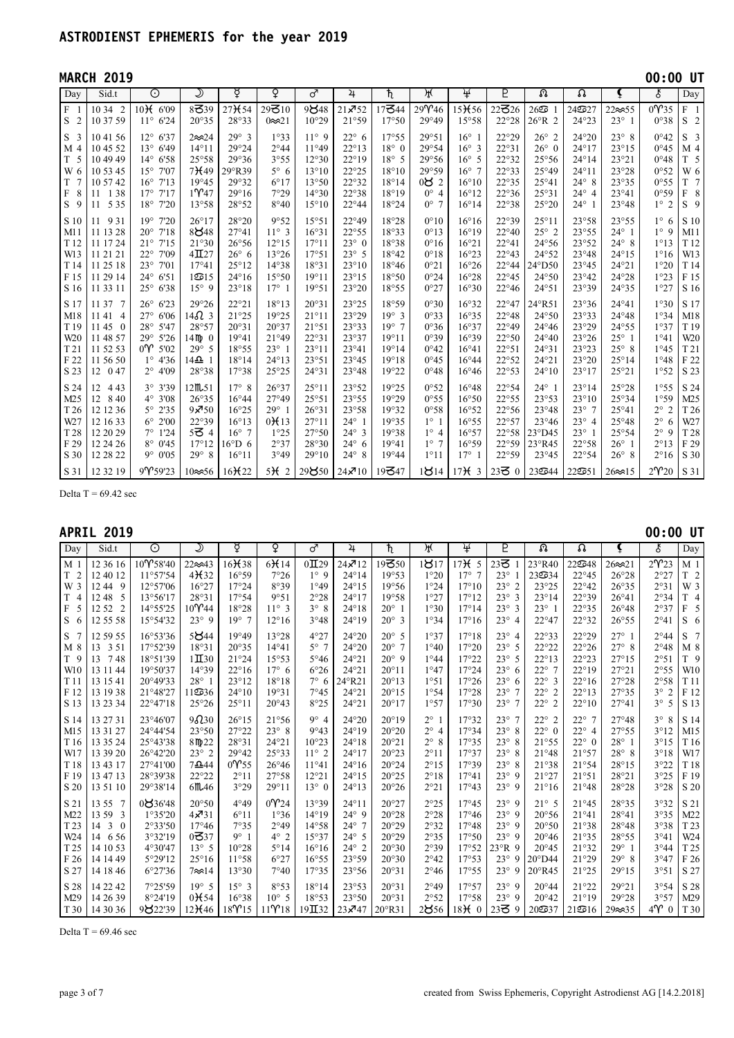# ASTRODIENST EPHEMERIS for the year 2019

## MARCH 2019

00:00 UT

| Day | Sid.t | ☉ | ☽ | ☿ | ♀ | ♂ | ♃ | ♄ | ♅ | ♆ | ♇ | ☊ | ☊ | ⚸ | ⚷ | Day |
|---|---|---|---|---|---|---|---|---|---|---|---|---|---|---|---|---|
| F 1 | 10 34 2 | 10♓ 6'09 | 8♉39 | 27♓54 | 29♑10 | 9♉48 | 21♐52 | 17♑44 | 29♈46 | 15♓56 | 22♑26 | 26♋ 1 | 24♋27 | 22♒55 | 0♈35 | F 1 |
| S 2 | 10 37 59 | 11° 6'24 | 20°35 | 28°33 | 0♒21 | 10°29 | 21°59 | 17°50 | 29°49 | 15°58 | 22°28 | 26°R 2 | 24°23 | 23° 1 | 0°38 | S 2 |
| S 3 | 10 41 56 | 12° 6'37 | 2♒24 | 29° 3 | 1°33 | 11° 9 | 22° 6 | 17°55 | 29°51 | 16° 1 | 22°29 | 26° 2 | 24°20 | 23° 8 | 0°42 | S 3 |
| M 4 | 10 45 52 | 13° 6'49 | 14°11 | 29°24 | 2°44 | 11°49 | 22°13 | 18° 0 | 29°54 | 16° 3 | 22°31 | 26° 0 | 24°17 | 23°15 | 0°45 | M 4 |
| T 5 | 10 49 49 | 14° 6'58 | 25°58 | 29°36 | 3°55 | 12°30 | 22°19 | 18° 5 | 29°56 | 16° 5 | 22°32 | 25°56 | 24°14 | 23°21 | 0°48 | T 5 |
| W 6 | 10 53 45 | 15° 7'07 | 7♓49 | 29°R39 | 5° 6 | 13°10 | 22°25 | 18°10 | 29°59 | 16° 7 | 22°33 | 25°49 | 24°11 | 23°28 | 0°52 | W 6 |
| T 7 | 10 57 42 | 16° 7'13 | 19°45 | 29°32 | 6°17 | 13°50 | 22°32 | 18°14 | 0♉ 2 | 16°10 | 22°35 | 25°41 | 24° 8 | 23°35 | 0°55 | T 7 |
| F 8 | 11 1 38 | 17° 7'17 | 1♈47 | 29°16 | 7°29 | 14°30 | 22°38 | 18°19 | 0° 4 | 16°12 | 22°36 | 25°31 | 24° 4 | 23°41 | 0°59 | F 8 |
| S 9 | 11 5 35 | 18° 7'20 | 13°58 | 28°52 | 8°40 | 15°10 | 22°44 | 18°24 | 0° 7 | 16°14 | 22°38 | 25°20 | 24° 1 | 23°48 | 1° 2 | S 9 |
| S 10 | 11 9 31 | 19° 7'20 | 26°17 | 28°20 | 9°52 | 15°51 | 22°49 | 18°28 | 0°10 | 16°16 | 22°39 | 25°11 | 23°58 | 23°55 | 1° 6 | S 10 |
| M11 | 11 13 28 | 20° 7'18 | 8♉48 | 27°41 | 11° 3 | 16°31 | 22°55 | 18°33 | 0°13 | 16°19 | 22°40 | 25° 2 | 23°55 | 24° 1 | 1° 9 | M11 |
| T12 | 11 17 24 | 21° 7'15 | 21°30 | 26°56 | 12°15 | 17°11 | 23° 0 | 18°38 | 0°16 | 16°21 | 22°41 | 24°56 | 23°52 | 24° 8 | 1°13 | T12 |
| W13 | 11 21 21 | 22° 7'09 | 4♊27 | 26° 6 | 13°26 | 17°51 | 23° 5 | 18°42 | 0°18 | 16°23 | 22°43 | 24°52 | 23°48 | 24°15 | 1°16 | W13 |
| T14 | 11 25 18 | 23° 7'01 | 17°41 | 25°12 | 14°38 | 18°31 | 23°10 | 18°46 | 0°21 | 16°26 | 22°44 | 24°D50 | 23°45 | 24°21 | 1°20 | T14 |
| F15 | 11 29 14 | 24° 6'51 | 1♋15 | 24°16 | 15°50 | 19°11 | 23°15 | 18°50 | 0°24 | 16°28 | 22°45 | 24°50 | 23°42 | 24°28 | 1°23 | F15 |
| S16 | 11 33 11 | 25° 6'38 | 15° 9 | 23°18 | 17° 1 | 19°51 | 23°20 | 18°55 | 0°27 | 16°30 | 22°46 | 24°51 | 23°39 | 24°35 | 1°27 | S16 |
| S17 | 11 37 7 | 26° 6'23 | 29°26 | 22°21 | 18°13 | 20°31 | 23°25 | 18°59 | 0°30 | 16°32 | 22°47 | 24°R51 | 23°36 | 24°41 | 1°30 | S17 |
| M18 | 11 41 4 | 27° 6'06 | 14♌ 3 | 21°25 | 19°25 | 21°11 | 23°29 | 19° 3 | 0°33 | 16°35 | 22°48 | 24°50 | 23°33 | 24°48 | 1°34 | M18 |
| T19 | 11 45 0 | 28° 5'47 | 28°57 | 20°31 | 20°37 | 21°51 | 23°33 | 19° 7 | 0°36 | 16°37 | 22°49 | 24°46 | 23°29 | 24°55 | 1°37 | T19 |
| W20 | 11 48 57 | 29° 5'26 | 14♍ 0 | 19°41 | 21°49 | 22°31 | 23°37 | 19°11 | 0°39 | 16°39 | 22°50 | 24°40 | 23°26 | 25° 1 | 1°41 | W20 |
| T21 | 11 52 53 | 0♈ 5'02 | 29° 5 | 18°55 | 23° 1 | 23°11 | 23°41 | 19°14 | 0°42 | 16°41 | 22°51 | 24°31 | 23°23 | 25° 8 | 1°45 | T21 |
| F22 | 11 56 50 | 1° 4'36 | 14♎ 1 | 18°14 | 24°13 | 23°51 | 23°45 | 19°18 | 0°45 | 16°44 | 22°52 | 24°21 | 23°20 | 25°14 | 1°48 | F22 |
| S23 | 12 0 47 | 2° 4'09 | 28°38 | 17°38 | 25°25 | 24°31 | 23°48 | 19°22 | 0°48 | 16°46 | 22°53 | 24°10 | 23°17 | 25°21 | 1°52 | S23 |
| S24 | 12 4 43 | 3° 3'39 | 12♏51 | 17° 8 | 26°37 | 25°11 | 23°52 | 19°25 | 0°52 | 16°48 | 22°54 | 24° 1 | 23°14 | 25°28 | 1°55 | S24 |
| M25 | 12 8 40 | 4° 3'08 | 26°35 | 16°44 | 27°49 | 25°51 | 23°55 | 19°29 | 0°55 | 16°50 | 22°55 | 23°53 | 23°10 | 25°34 | 1°59 | M25 |
| T26 | 12 12 36 | 5° 2'35 | 9♐50 | 16°25 | 29° 1 | 26°31 | 23°58 | 19°32 | 0°58 | 16°52 | 22°56 | 23°48 | 23° 7 | 25°41 | 2° 2 | T26 |
| W27 | 12 16 33 | 6° 2'00 | 22°39 | 16°13 | 0♓13 | 27°11 | 24° 1 | 19°35 | 1° 1 | 16°55 | 22°57 | 23°46 | 23° 4 | 25°48 | 2° 6 | W27 |
| T28 | 12 20 29 | 7° 1'24 | 5♑ 4 | 16° 7 | 1°25 | 27°50 | 24° 3 | 19°38 | 1° 4 | 16°57 | 22°58 | 23°D45 | 23° 1 | 25°54 | 2° 9 | T28 |
| F29 | 12 24 26 | 8° 0'45 | 17°12 | 16°D 6 | 2°37 | 28°30 | 24° 6 | 19°41 | 1° 7 | 16°59 | 22°59 | 23°R45 | 22°58 | 26° 1 | 2°13 | F29 |
| S30 | 12 28 22 | 9° 0'05 | 29° 8 | 16°11 | 3°49 | 29°10 | 24° 8 | 19°44 | 1°11 | 17° 1 | 22°59 | 23°45 | 22°54 | 26° 8 | 2°16 | S30 |
| S31 | 12 32 19 | 9♈59'23 | 10♒56 | 16♓22 | 5♓ 2 | 29♉50 | 24♐10 | 19♑47 | 1♉14 | 17♓ 3 | 23♑ 0 | 23♋44 | 22♋51 | 26♒15 | 2♈20 | S31 |

Delta T = 69.42 sec

## APRIL 2019

00:00 UT

| Day | Sid.t | ☉ | ☽ | ☿ | ♀ | ♂ | ♃ | ♄ | ♅ | ♆ | ♇ | ☊ | ☊ | ⚸ | ⚷ | Day |
|---|---|---|---|---|---|---|---|---|---|---|---|---|---|---|---|---|
| M 1 | 12 36 16 | 10♈58'40 | 22♒43 | 16♓38 | 6♓14 | 0♊29 | 24♐12 | 19♑50 | 1♉17 | 17♓ 5 | 23♑ 1 | 23°R40 | 22♋48 | 26♒21 | 2♈23 | M 1 |
| T 2 | 12 40 12 | 11°57'54 | 4♓32 | 16°59 | 7°26 | 1° 9 | 24°14 | 19°53 | 1°20 | 17° 7 | 23° 1 | 23♋34 | 22°45 | 26°28 | 2°27 | T 2 |
| W 3 | 12 44 9 | 12°57'06 | 16°27 | 17°24 | 8°39 | 1°49 | 24°15 | 19°56 | 1°24 | 17°10 | 23° 2 | 23°25 | 22°42 | 26°35 | 2°31 | W 3 |
| T 4 | 12 48 5 | 13°56'17 | 28°31 | 17°54 | 9°51 | 2°28 | 24°17 | 19°58 | 1°27 | 17°12 | 23° 3 | 23°14 | 22°39 | 26°41 | 2°34 | T 4 |
| F 5 | 12 52 2 | 14°55'25 | 10♈44 | 18°28 | 11° 3 | 3° 8 | 24°18 | 20° 1 | 1°30 | 17°14 | 23° 3 | 23° 1 | 22°35 | 26°48 | 2°37 | F 5 |
| S 6 | 12 55 58 | 15°54'32 | 23° 9 | 19° 7 | 12°16 | 3°48 | 24°19 | 20° 3 | 1°34 | 17°16 | 23° 4 | 22°47 | 22°32 | 26°55 | 2°41 | S 6 |
| S 7 | 12 59 55 | 16°53'36 | 5♉44 | 19°49 | 13°28 | 4°27 | 24°20 | 20° 5 | 1°37 | 17°18 | 23° 4 | 22°33 | 22°29 | 27° 1 | 2°44 | S 7 |
| M 8 | 13 3 51 | 17°52'39 | 18°31 | 20°35 | 14°41 | 5° 7 | 24°20 | 20° 7 | 1°40 | 17°20 | 23° 5 | 22°22 | 22°26 | 27° 8 | 2°48 | M 8 |
| T 9 | 13 7 48 | 18°51'39 | 1♊30 | 21°24 | 15°53 | 5°46 | 24°21 | 20° 9 | 1°44 | 17°22 | 23° 5 | 22°13 | 22°23 | 27°15 | 2°51 | T 9 |
| W10 | 13 11 44 | 19°50'37 | 14°39 | 22°16 | 17° 6 | 6°26 | 24°21 | 20°11 | 1°47 | 17°24 | 23° 6 | 22° 7 | 22°19 | 27°21 | 2°55 | W10 |
| T11 | 13 15 41 | 20°49'33 | 28° 1 | 23°12 | 18°18 | 7° 6 | 24°R21 | 20°13 | 1°51 | 17°26 | 23° 6 | 22° 3 | 22°16 | 27°28 | 2°58 | T11 |
| F12 | 13 19 38 | 21°48'27 | 11♋36 | 24°10 | 19°31 | 7°45 | 24°21 | 20°15 | 1°54 | 17°28 | 23° 7 | 22° 2 | 22°13 | 27°35 | 3° 2 | F12 |
| S13 | 13 23 34 | 22°47'18 | 25°26 | 25°11 | 20°43 | 8°25 | 24°21 | 20°17 | 1°57 | 17°30 | 23° 7 | 22° 2 | 22°10 | 27°41 | 3° 5 | S13 |
| S14 | 13 27 31 | 23°46'07 | 9♌30 | 26°15 | 21°56 | 9° 4 | 24°20 | 20°19 | 2° 1 | 17°32 | 23° 7 | 22° 2 | 22° 7 | 27°48 | 3° 8 | S14 |
| M15 | 13 31 27 | 24°44'54 | 23°50 | 27°22 | 23° 8 | 9°43 | 24°19 | 20°20 | 2° 4 | 17°34 | 23° 8 | 22° 0 | 22° 4 | 27°55 | 3°12 | M15 |
| T16 | 13 35 24 | 25°43'38 | 8♍22 | 28°31 | 24°21 | 10°23 | 24°18 | 20°21 | 2° 8 | 17°35 | 23° 8 | 21°55 | 22° 0 | 28° 1 | 3°15 | T16 |
| W17 | 13 39 20 | 26°42'20 | 23° 2 | 29°42 | 25°33 | 11° 2 | 24°17 | 20°23 | 2°11 | 17°37 | 23° 8 | 21°48 | 21°57 | 28° 8 | 3°18 | W17 |
| T18 | 13 43 17 | 27°41'00 | 7♎44 | 0♈55 | 26°46 | 11°41 | 24°16 | 20°24 | 2°15 | 17°39 | 23° 8 | 21°38 | 21°54 | 28°15 | 3°22 | T18 |
| F19 | 13 47 13 | 28°39'38 | 22°22 | 2°11 | 27°58 | 12°21 | 24°15 | 20°25 | 2°18 | 17°41 | 23° 9 | 21°27 | 21°51 | 28°21 | 3°25 | F19 |
| S20 | 13 51 10 | 29°38'14 | 6♏46 | 3°29 | 29°11 | 13° 0 | 24°13 | 20°26 | 2°21 | 17°43 | 23° 9 | 21°16 | 21°48 | 28°28 | 3°28 | S20 |
| S21 | 13 55 7 | 0♉36'48 | 20°50 | 4°49 | 0♈24 | 13°39 | 24°11 | 20°27 | 2°25 | 17°45 | 23° 9 | 21° 5 | 21°45 | 28°35 | 3°32 | S21 |
| M22 | 13 59 3 | 1°35'20 | 4♐31 | 6°11 | 1°36 | 14°19 | 24° 9 | 20°28 | 2°28 | 17°46 | 23° 9 | 20°56 | 21°41 | 28°41 | 3°35 | M22 |
| T23 | 14 3 0 | 2°33'50 | 17°46 | 7°35 | 2°49 | 14°58 | 24° 7 | 20°29 | 2°32 | 17°48 | 23° 9 | 20°50 | 21°38 | 28°48 | 3°38 | T23 |
| W24 | 14 6 56 | 3°32'19 | 0♑37 | 9° 1 | 4° 2 | 15°37 | 24° 5 | 20°29 | 2°35 | 17°50 | 23° 9 | 20°46 | 21°35 | 28°55 | 3°41 | W24 |
| T25 | 14 10 53 | 4°30'47 | 13° 5 | 10°28 | 5°14 | 16°16 | 24° 2 | 20°30 | 2°39 | 17°52 | 23°R 9 | 20°45 | 21°32 | 29° 1 | 3°44 | T25 |
| F26 | 14 14 49 | 5°29'12 | 25°16 | 11°58 | 6°27 | 16°55 | 23°59 | 20°30 | 2°42 | 17°53 | 23° 9 | 20°D44 | 21°29 | 29° 8 | 3°47 | F26 |
| S27 | 14 18 46 | 6°27'36 | 7♒14 | 13°30 | 7°40 | 17°35 | 23°56 | 20°31 | 2°46 | 17°55 | 23° 9 | 20°R45 | 21°25 | 29°15 | 3°51 | S27 |
| S28 | 14 22 42 | 7°25'59 | 19° 5 | 15° 3 | 8°53 | 18°14 | 23°53 | 20°31 | 2°49 | 17°57 | 23° 9 | 20°44 | 21°22 | 29°21 | 3°54 | S28 |
| M29 | 14 26 39 | 8°24'19 | 0♓54 | 16°38 | 10° 5 | 18°53 | 23°50 | 20°31 | 2°52 | 17°58 | 23° 9 | 20°42 | 21°19 | 29°28 | 3°57 | M29 |
| T30 | 14 30 36 | 9♉22'39 | 12♓46 | 18♈15 | 11♈18 | 19♊32 | 23♐47 | 20°R31 | 2♉56 | 18♓ 0 | 23♑ 9 | 20♋37 | 21♋16 | 29♒35 | 4♈ 0 | T30 |

Delta T = 69.46 sec

created from Swiss Ephemeris, Copyright Astrodienst AG [14.2.2018]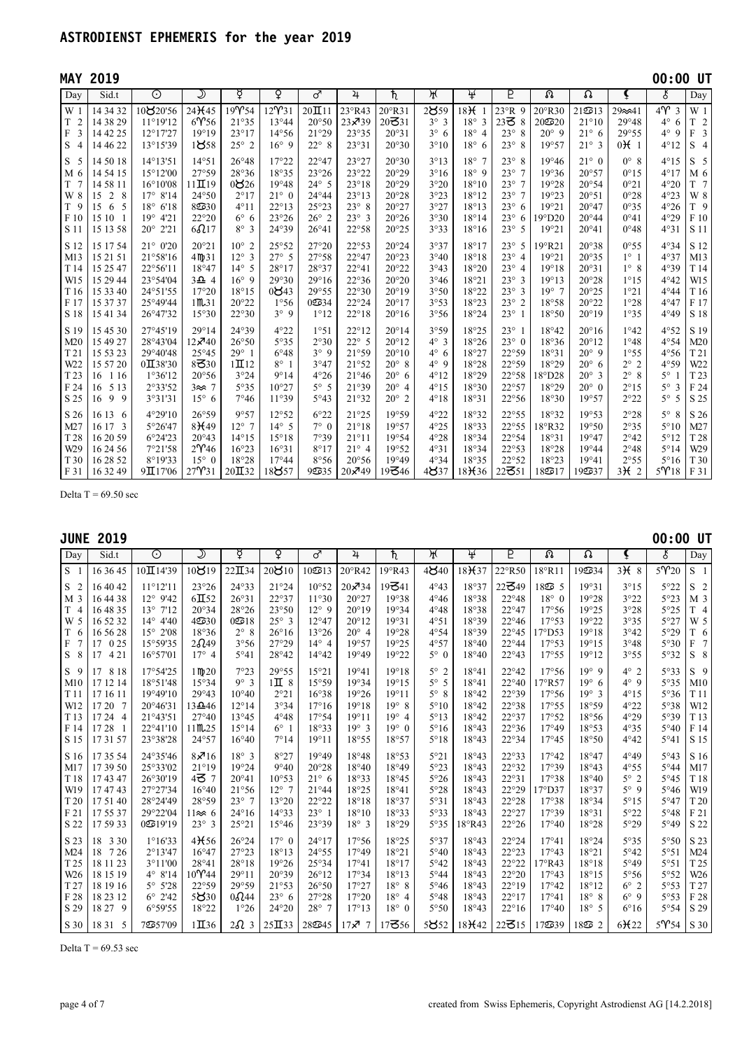# ASTRODIENST EPHEMERIS for the year 2019

## MAY 2019 — 00:00 UT

| Day | Sid.t | ☉ | ☽ | ☿ | ♀ | ♂ | ♃ | ♄ | ♅ | ♆ | ♇ | ☊ | ☊ | ⚸ | ⚷ | Day |
|---|---|---|---|---|---|---|---|---|---|---|---|---|---|---|---|---|
| W 1 | 14 34 32 | 10♉20'56 | 24♓45 | 19♈54 | 12♈31 | 20♊11 | 23°R43 | 20°R31 | 2♉59 | 18♓ 1 | 23°R 9 | 20°R30 | 21♋13 | 29♒41 | 4♈ 3 | W 1 |
| T 2 | 14 38 29 | 11°19'12 | 6♈56 | 21°35 | 13°44 | 20°50 | 23♐39 | 20♑31 | 3° 3 | 18° 3 | 23♑ 8 | 20♋20 | 21°10 | 29°48 | 4° 6 | T 2 |
| F 3 | 14 42 25 | 12°17'27 | 19°19 | 23°17 | 14°56 | 21°29 | 23°35 | 20°31 | 3° 6 | 18° 4 | 23° 8 | 20° 9 | 21° 6 | 29°55 | 4° 9 | F 3 |
| S 4 | 14 46 22 | 13°15'39 | 1♉58 | 25° 2 | 16° 9 | 22° 8 | 23°31 | 20°30 | 3°10 | 18° 6 | 23° 8 | 19°57 | 21° 3 | 0♓ 1 | 4°12 | S 4 |
| S 5 | 14 50 18 | 14°13'51 | 14°51 | 26°48 | 17°22 | 22°47 | 23°27 | 20°30 | 3°13 | 18° 7 | 23° 8 | 19°46 | 21° 0 | 0° 8 | 4°15 | S 5 |
| M 6 | 14 54 15 | 15°12'00 | 27°59 | 28°36 | 18°35 | 23°26 | 23°22 | 20°29 | 3°16 | 18° 9 | 23° 7 | 19°36 | 20°57 | 0°15 | 4°17 | M 6 |
| T 7 | 14 58 11 | 16°10'08 | 11♊19 | 0♉26 | 19°48 | 24° 5 | 23°18 | 20°29 | 3°20 | 18°10 | 23° 7 | 19°28 | 20°54 | 0°21 | 4°20 | T 7 |
| W 8 | 15 2 8 | 17° 8'14 | 24°50 | 2°17 | 21° 0 | 24°44 | 23°13 | 20°28 | 3°23 | 18°12 | 23° 7 | 19°23 | 20°51 | 0°28 | 4°23 | W 8 |
| T 9 | 15 6 5 | 18° 6'18 | 8♋30 | 4°11 | 22°13 | 25°23 | 23° 8 | 20°27 | 3°27 | 18°13 | 23° 6 | 19°21 | 20°47 | 0°35 | 4°26 | T 9 |
| F 10 | 15 10 1 | 19° 4'21 | 22°20 | 6° 6 | 23°26 | 26° 2 | 23° 3 | 20°26 | 3°30 | 18°14 | 23° 6 | 19°D20 | 20°44 | 0°41 | 4°29 | F 10 |
| S 11 | 15 13 58 | 20° 2'21 | 6♌17 | 8° 3 | 24°39 | 26°41 | 22°58 | 20°25 | 3°33 | 18°16 | 23° 5 | 19°21 | 20°41 | 0°48 | 4°31 | S 11 |
| S 12 | 15 17 54 | 21° 0'20 | 20°21 | 10° 2 | 25°52 | 27°20 | 22°53 | 20°24 | 3°37 | 18°17 | 23° 5 | 19°R21 | 20°38 | 0°55 | 4°34 | S 12 |
| M13 | 15 21 51 | 21°58'16 | 4♍31 | 12° 3 | 27° 5 | 27°58 | 22°47 | 20°23 | 3°40 | 18°18 | 23° 4 | 19°21 | 20°35 | 1° 1 | 4°37 | M13 |
| T 14 | 15 25 47 | 22°56'11 | 18°47 | 14° 5 | 28°17 | 28°37 | 22°41 | 20°22 | 3°43 | 18°20 | 23° 4 | 19°18 | 20°31 | 1° 8 | 4°39 | T 14 |
| W15 | 15 29 44 | 23°54'04 | 3♎ 4 | 16° 9 | 29°30 | 29°16 | 22°36 | 20°20 | 3°46 | 18°21 | 23° 3 | 19°13 | 20°28 | 1°15 | 4°42 | W15 |
| T 16 | 15 33 40 | 24°51'55 | 17°20 | 18°15 | 0♉43 | 29°55 | 22°30 | 20°19 | 3°50 | 18°22 | 23° 3 | 19° 7 | 20°25 | 1°21 | 4°44 | T 16 |
| F 17 | 15 37 37 | 25°49'44 | 1♏31 | 20°22 | 1°56 | 0♋34 | 22°24 | 20°17 | 3°53 | 18°23 | 23° 2 | 18°58 | 20°22 | 1°28 | 4°47 | F 17 |
| S 18 | 15 41 34 | 26°47'32 | 15°30 | 22°30 | 3° 9 | 1°12 | 22°18 | 20°16 | 3°56 | 18°24 | 23° 1 | 18°50 | 20°19 | 1°35 | 4°49 | S 18 |
| S 19 | 15 45 30 | 27°45'19 | 29°14 | 24°39 | 4°22 | 1°51 | 22°12 | 20°14 | 3°59 | 18°25 | 23° 1 | 18°42 | 20°16 | 1°42 | 4°52 | S 19 |
| M20 | 15 49 27 | 28°43'04 | 12♐40 | 26°50 | 5°35 | 2°30 | 22° 5 | 20°12 | 4° 3 | 18°26 | 23° 0 | 18°36 | 20°12 | 1°48 | 4°54 | M20 |
| T 21 | 15 53 23 | 29°40'48 | 25°45 | 29° 1 | 6°48 | 3° 9 | 21°59 | 20°10 | 4° 6 | 18°27 | 22°59 | 18°31 | 20° 9 | 1°55 | 4°56 | T 21 |
| W22 | 15 57 20 | 0♊38'30 | 8♑30 | 1♊12 | 8° 1 | 3°47 | 21°52 | 20° 8 | 4° 9 | 18°28 | 22°59 | 18°29 | 20° 6 | 2° 2 | 4°59 | W22 |
| T 23 | 16 1 16 | 1°36'12 | 20°56 | 3°24 | 9°14 | 4°26 | 21°46 | 20° 6 | 4°12 | 18°29 | 22°58 | 18°D28 | 20° 3 | 2° 8 | 5° 1 | T 23 |
| F 24 | 16 5 13 | 2°33'52 | 3♒ 7 | 5°35 | 10°27 | 5° 5 | 21°39 | 20° 4 | 4°15 | 18°30 | 22°57 | 18°29 | 20° 0 | 2°15 | 5° 3 | F 24 |
| S 25 | 16 9 9 | 3°31'31 | 15° 6 | 7°46 | 11°39 | 5°43 | 21°32 | 20° 2 | 4°18 | 18°31 | 22°56 | 18°30 | 19°57 | 2°22 | 5° 5 | S 25 |
| S 26 | 16 13 6 | 4°29'10 | 26°59 | 9°57 | 12°52 | 6°22 | 21°25 | 19°59 | 4°22 | 18°32 | 22°55 | 18°32 | 19°53 | 2°28 | 5° 8 | S 26 |
| M27 | 16 17 3 | 5°26'47 | 8♓49 | 12° 7 | 14° 5 | 7° 0 | 21°18 | 19°57 | 4°25 | 18°33 | 22°55 | 18°R32 | 19°50 | 2°35 | 5°10 | M27 |
| T 28 | 16 20 59 | 6°24'23 | 20°43 | 14°15 | 15°18 | 7°39 | 21°11 | 19°54 | 4°28 | 18°34 | 22°54 | 18°31 | 19°47 | 2°42 | 5°12 | T 28 |
| W29 | 16 24 56 | 7°21'58 | 2♈46 | 16°23 | 16°31 | 8°17 | 21° 4 | 19°52 | 4°31 | 18°34 | 22°53 | 18°28 | 19°44 | 2°48 | 5°14 | W29 |
| T 30 | 16 28 52 | 8°19'33 | 15° 0 | 18°28 | 17°44 | 8°56 | 20°56 | 19°49 | 4°34 | 18°35 | 22°52 | 18°23 | 19°41 | 2°55 | 5°16 | T 30 |
| F 31 | 16 32 49 | 9♊17'06 | 27♈31 | 20♊32 | 18♉57 | 9♋35 | 20♐49 | 19♑46 | 4♉37 | 18♓36 | 22♑51 | 18♋17 | 19♋37 | 3♓ 2 | 5♈18 | F 31 |

Delta T = 69.50 sec

## JUNE 2019 — 00:00 UT

| Day | Sid.t | ☉ | ☽ | ☿ | ♀ | ♂ | ♃ | ♄ | ♅ | ♆ | ♇ | ☊ | ☊ | ⚸ | ⚷ | Day |
|---|---|---|---|---|---|---|---|---|---|---|---|---|---|---|---|---|
| S 1 | 16 36 45 | 10♊14'39 | 10♉19 | 22♊34 | 20♉10 | 10♋13 | 20°R42 | 19°R43 | 4♉40 | 18♓37 | 22°R50 | 18°R11 | 19♋34 | 3♓ 8 | 5♈20 | S 1 |
| S 2 | 16 40 42 | 11°12'11 | 23°26 | 24°33 | 21°24 | 10°52 | 20♐34 | 19♑41 | 4°43 | 18°37 | 22♑49 | 18♋ 5 | 19°31 | 3°15 | 5°22 | S 2 |
| M 3 | 16 44 38 | 12° 9'42 | 6♊52 | 26°31 | 22°37 | 11°30 | 20°27 | 19°38 | 4°46 | 18°38 | 22°48 | 18° 0 | 19°28 | 3°22 | 5°23 | M 3 |
| T 4 | 16 48 35 | 13° 7'12 | 20°34 | 28°26 | 23°50 | 12° 9 | 20°19 | 19°34 | 4°48 | 18°38 | 22°47 | 17°56 | 19°25 | 3°28 | 5°25 | T 4 |
| W 5 | 16 52 32 | 14° 4'40 | 4♋30 | 0♋18 | 25° 3 | 12°47 | 20°12 | 19°31 | 4°51 | 18°39 | 22°46 | 17°53 | 19°22 | 3°35 | 5°27 | W 5 |
| T 6 | 16 56 28 | 15° 2'08 | 18°36 | 2° 8 | 26°16 | 13°26 | 20° 4 | 19°28 | 4°54 | 18°39 | 22°45 | 17°D53 | 19°18 | 3°42 | 5°29 | T 6 |
| F 7 | 17 0 25 | 15°59'35 | 2♌49 | 3°56 | 27°29 | 14° 4 | 19°57 | 19°25 | 4°57 | 18°40 | 22°44 | 17°53 | 19°15 | 3°48 | 5°30 | F 7 |
| S 8 | 17 4 21 | 16°57'01 | 17° 4 | 5°41 | 28°42 | 14°42 | 19°49 | 19°22 | 5° 0 | 18°40 | 22°43 | 17°55 | 19°12 | 3°55 | 5°32 | S 8 |
| S 9 | 17 8 18 | 17°54'25 | 1♍20 | 7°23 | 29°55 | 15°21 | 19°41 | 19°18 | 5° 2 | 18°41 | 22°42 | 17°56 | 19° 9 | 4° 2 | 5°33 | S 9 |
| M10 | 17 12 14 | 18°51'48 | 15°34 | 9° 3 | 1♊ 8 | 15°59 | 19°34 | 19°15 | 5° 5 | 18°41 | 22°40 | 17°R57 | 19° 6 | 4° 9 | 5°35 | M10 |
| T 11 | 17 16 11 | 19°49'10 | 29°43 | 10°40 | 2°21 | 16°38 | 19°26 | 19°11 | 5° 8 | 18°42 | 22°39 | 17°56 | 19° 3 | 4°15 | 5°36 | T 11 |
| W12 | 17 20 7 | 20°46'31 | 13♎46 | 12°14 | 3°34 | 17°16 | 19°18 | 19° 8 | 5°10 | 18°42 | 22°38 | 17°55 | 18°59 | 4°22 | 5°38 | W12 |
| T 13 | 17 24 4 | 21°43'51 | 27°40 | 13°45 | 4°48 | 17°54 | 19°11 | 19° 4 | 5°13 | 18°42 | 22°37 | 17°52 | 18°56 | 4°29 | 5°39 | T 13 |
| F 14 | 17 28 1 | 22°41'10 | 11♏25 | 15°14 | 6° 1 | 18°33 | 19° 3 | 19° 0 | 5°16 | 18°43 | 22°36 | 17°49 | 18°53 | 4°35 | 5°40 | F 14 |
| S 15 | 17 31 57 | 23°38'28 | 24°57 | 16°40 | 7°14 | 19°11 | 18°55 | 18°57 | 5°18 | 18°43 | 22°34 | 17°45 | 18°50 | 4°42 | 5°41 | S 15 |
| S 16 | 17 35 54 | 24°35'46 | 8♐16 | 18° 3 | 8°27 | 19°49 | 18°48 | 18°53 | 5°21 | 18°43 | 22°33 | 17°42 | 18°47 | 4°49 | 5°43 | S 16 |
| M17 | 17 39 50 | 25°33'02 | 21°19 | 19°24 | 9°40 | 20°28 | 18°40 | 18°49 | 5°23 | 18°43 | 22°32 | 17°39 | 18°43 | 4°55 | 5°44 | M17 |
| T 18 | 17 43 47 | 26°30'19 | 4♑ 7 | 20°41 | 10°53 | 21° 6 | 18°33 | 18°45 | 5°26 | 18°43 | 22°31 | 17°38 | 18°40 | 5° 2 | 5°45 | T 18 |
| W19 | 17 47 43 | 27°27'34 | 16°40 | 21°56 | 12° 7 | 21°44 | 18°25 | 18°41 | 5°28 | 18°43 | 22°29 | 17°D37 | 18°37 | 5° 9 | 5°46 | W19 |
| T 20 | 17 51 40 | 28°24'49 | 28°59 | 23° 7 | 13°20 | 22°22 | 18°18 | 18°37 | 5°31 | 18°43 | 22°28 | 17°38 | 18°34 | 5°15 | 5°47 | T 20 |
| F 21 | 17 55 37 | 29°22'04 | 11♒ 6 | 24°16 | 14°33 | 23° 1 | 18°10 | 18°33 | 5°33 | 18°43 | 22°27 | 17°39 | 18°31 | 5°22 | 5°48 | F 21 |
| S 22 | 17 59 33 | 0♋19'19 | 23° 3 | 25°21 | 15°46 | 23°39 | 18° 3 | 18°29 | 5°35 | 18°R43 | 22°26 | 17°40 | 18°28 | 5°29 | 5°49 | S 22 |
| S 23 | 18 3 30 | 1°16'33 | 4♓56 | 26°24 | 17° 0 | 24°17 | 17°56 | 18°25 | 5°37 | 18°43 | 22°24 | 17°41 | 18°24 | 5°35 | 5°50 | S 23 |
| M24 | 18 7 26 | 2°13'47 | 16°47 | 27°23 | 18°13 | 24°55 | 17°49 | 18°21 | 5°40 | 18°43 | 22°23 | 17°43 | 18°21 | 5°42 | 5°51 | M24 |
| T 25 | 18 11 23 | 3°11'00 | 28°41 | 28°18 | 19°26 | 25°34 | 17°41 | 18°17 | 5°42 | 18°43 | 22°22 | 17°R43 | 18°18 | 5°49 | 5°51 | T 25 |
| W26 | 18 15 19 | 4° 8'14 | 10♈44 | 29°11 | 20°39 | 26°12 | 17°34 | 18°13 | 5°44 | 18°43 | 22°20 | 17°43 | 18°15 | 5°56 | 5°52 | W26 |
| T 27 | 18 19 16 | 5° 5'28 | 22°59 | 29°59 | 21°53 | 26°50 | 17°27 | 18° 8 | 5°46 | 18°43 | 22°19 | 17°42 | 18°12 | 6° 2 | 5°53 | T 27 |
| F 28 | 18 23 12 | 6° 2'42 | 5♉30 | 0♌44 | 23° 6 | 27°28 | 17°20 | 18° 4 | 5°48 | 18°43 | 22°17 | 17°41 | 18° 8 | 6° 9 | 5°53 | F 28 |
| S 29 | 18 27 9 | 6°59'55 | 18°22 | 1°26 | 24°20 | 28° 7 | 17°13 | 18° 0 | 5°50 | 18°43 | 22°16 | 17°40 | 18° 5 | 6°16 | 5°54 | S 29 |
| S 30 | 18 31 5 | 7♋57'09 | 1♊36 | 2♌ 3 | 25♊33 | 28♋45 | 17♐ 7 | 17♑56 | 5♉52 | 18♓42 | 22♑15 | 17♋39 | 18♋ 2 | 6♓22 | 5♈54 | S 30 |

Delta T = 69.53 sec

created from Swiss Ephemeris, Copyright Astrodienst AG [14.2.2018]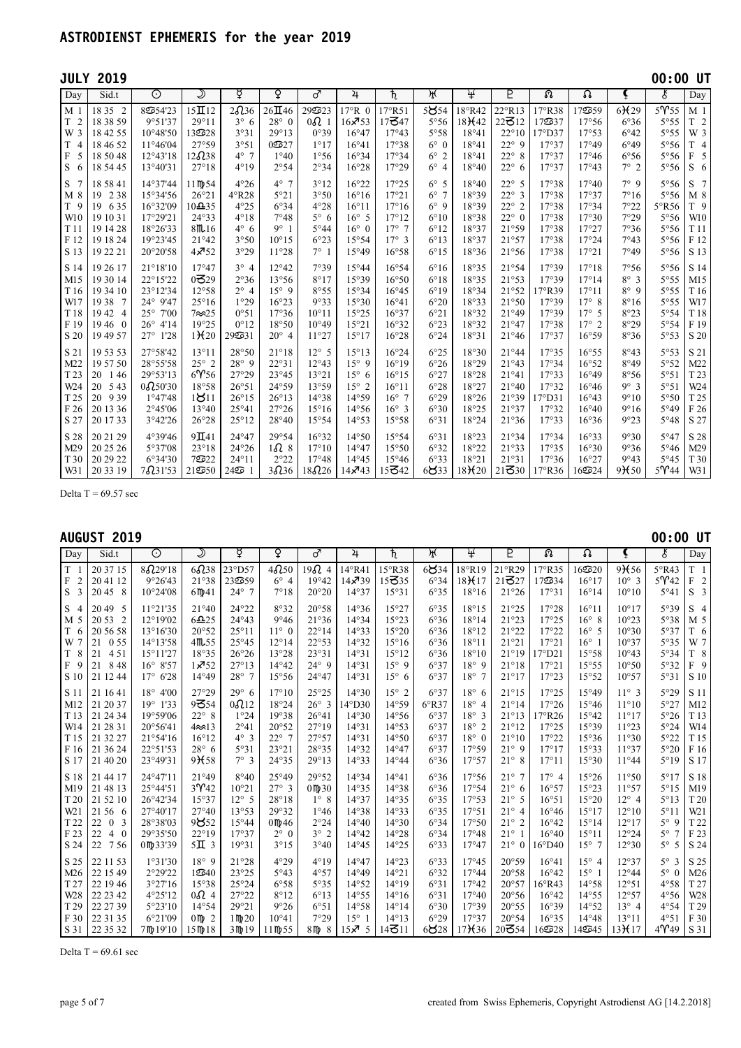# ASTRODIENST EPHEMERIS for the year 2019

## JULY 2019 — 00:00 UT

| Day | Sid.t | ☉ | ☽ | ☿ | ♀ | ♂ | ♃ | ♄ | ♅ | ♆ | ♇ | ☊ | ☊ | ⚸ | ⚷ | Day |
|---|---|---|---|---|---|---|---|---|---|---|---|---|---|---|---|---|
| M 1 | 18 35 2 | 8♋54'23 | 15♊12 | 2♌36 | 26♊46 | 29♋23 | 17°R 0 | 17°R51 | 5♉54 | 18°R42 | 22°R13 | 17°R38 | 17♋59 | 6♓29 | 5♈55 | M 1 |
| T 2 | 18 38 59 | 9°51'37 | 29°11 | 3° 6 | 28° 0 | 0♌ 1 | 16♐53 | 17♑47 | 5°56 | 18♓42 | 22♑12 | 17♋37 | 17°56 | 6°36 | 5°55 | T 2 |
| W 3 | 18 42 55 | 10°48'50 | 13♋28 | 3°31 | 29°13 | 0°39 | 16°47 | 17°43 | 5°58 | 18°41 | 22°10 | 17°D37 | 17°53 | 6°42 | 5°55 | W 3 |
| T 4 | 18 46 52 | 11°46'04 | 27°59 | 3°51 | 0♋27 | 1°17 | 16°41 | 17°38 | 6° 0 | 18°41 | 22° 9 | 17°37 | 17°49 | 6°49 | 5°56 | T 4 |
| F 5 | 18 50 48 | 12°43'18 | 12♌38 | 4° 7 | 1°40 | 1°56 | 16°34 | 17°34 | 6° 2 | 18°41 | 22° 8 | 17°37 | 17°46 | 6°56 | 5°56 | F 5 |
| S 6 | 18 54 45 | 13°40'31 | 27°18 | 4°19 | 2°54 | 2°34 | 16°28 | 17°29 | 6° 4 | 18°40 | 22° 6 | 17°37 | 17°43 | 7° 2 | 5°56 | S 6 |
| S 7 | 18 58 41 | 14°37'44 | 11♍54 | 4°26 | 4° 7 | 3°12 | 16°22 | 17°25 | 6° 5 | 18°40 | 22° 5 | 17°38 | 17°40 | 7° 9 | 5°56 | S 7 |
| M 8 | 19 2 38 | 15°34'56 | 26°21 | 4°R28 | 5°21 | 3°50 | 16°16 | 17°21 | 6° 7 | 18°39 | 22° 3 | 17°38 | 17°37 | 7°16 | 5°56 | M 8 |
| T 9 | 19 6 35 | 16°32'09 | 10♎35 | 4°25 | 6°34 | 4°28 | 16°11 | 17°16 | 6° 9 | 18°39 | 22° 2 | 17°38 | 17°34 | 7°22 | 5°R56 | T 9 |
| W10 | 19 10 31 | 17°29'21 | 24°33 | 4°18 | 7°48 | 5° 6 | 16° 5 | 17°12 | 6°10 | 18°38 | 22° 0 | 17°38 | 17°30 | 7°29 | 5°56 | W10 |
| T11 | 19 14 28 | 18°26'33 | 8♏16 | 4° 6 | 9° 1 | 5°44 | 16° 0 | 17° 7 | 6°12 | 18°37 | 21°59 | 17°38 | 17°27 | 7°36 | 5°56 | T11 |
| F12 | 19 18 24 | 19°23'45 | 21°42 | 3°50 | 10°15 | 6°23 | 15°54 | 17° 3 | 6°13 | 18°37 | 21°57 | 17°38 | 17°24 | 7°43 | 5°56 | F12 |
| S13 | 19 22 21 | 20°20'58 | 4♐52 | 3°29 | 11°28 | 7° 1 | 15°49 | 16°58 | 6°15 | 18°36 | 21°56 | 17°38 | 17°21 | 7°49 | 5°56 | S13 |
| S14 | 19 26 17 | 21°18'10 | 17°47 | 3° 4 | 12°42 | 7°39 | 15°44 | 16°54 | 6°16 | 18°35 | 21°54 | 17°39 | 17°18 | 7°56 | 5°56 | S14 |
| M15 | 19 30 14 | 22°15'22 | 0♑29 | 2°36 | 13°56 | 8°17 | 15°39 | 16°50 | 6°18 | 18°35 | 21°53 | 17°39 | 17°14 | 8° 3 | 5°55 | M15 |
| T16 | 19 34 10 | 23°12'34 | 12°58 | 2° 4 | 15° 9 | 8°55 | 15°34 | 16°45 | 6°19 | 18°34 | 21°52 | 17°R39 | 17°11 | 8° 9 | 5°55 | T16 |
| W17 | 19 38 7 | 24° 9'47 | 25°16 | 1°29 | 16°23 | 9°33 | 15°30 | 16°41 | 6°20 | 18°33 | 21°50 | 17°39 | 17° 8 | 8°16 | 5°55 | W17 |
| T18 | 19 42 4 | 25° 7'00 | 7♒25 | 0°51 | 17°36 | 10°11 | 15°25 | 16°37 | 6°21 | 18°32 | 21°49 | 17°39 | 17° 5 | 8°23 | 5°54 | T18 |
| F19 | 19 46 0 | 26° 4'14 | 19°25 | 0°12 | 18°50 | 10°49 | 15°21 | 16°32 | 6°23 | 18°32 | 21°47 | 17°38 | 17° 2 | 8°29 | 5°54 | F19 |
| S20 | 19 49 57 | 27° 1'28 | 1♓20 | 29♋31 | 20° 4 | 11°27 | 15°17 | 16°28 | 6°24 | 18°31 | 21°46 | 17°37 | 16°59 | 8°36 | 5°53 | S20 |
| S21 | 19 53 53 | 27°58'42 | 13°11 | 28°50 | 21°18 | 12° 5 | 15°13 | 16°24 | 6°25 | 18°30 | 21°44 | 17°35 | 16°55 | 8°43 | 5°53 | S21 |
| M22 | 19 57 50 | 28°55'58 | 25° 2 | 28° 9 | 22°31 | 12°43 | 15° 9 | 16°19 | 6°26 | 18°29 | 21°43 | 17°34 | 16°52 | 8°49 | 5°52 | M22 |
| T23 | 20 1 46 | 29°53'13 | 6♈56 | 27°29 | 23°45 | 13°21 | 15° 6 | 16°15 | 6°27 | 18°28 | 21°41 | 17°33 | 16°49 | 8°56 | 5°51 | T23 |
| W24 | 20 5 43 | 0♌50'30 | 18°58 | 26°51 | 24°59 | 13°59 | 15° 2 | 16°11 | 6°28 | 18°27 | 21°40 | 17°32 | 16°46 | 9° 3 | 5°51 | W24 |
| T25 | 20 9 39 | 1°47'48 | 1♉11 | 26°15 | 26°13 | 14°38 | 14°59 | 16° 7 | 6°29 | 18°26 | 21°39 | 17°D31 | 16°43 | 9°10 | 5°50 | T25 |
| F26 | 20 13 36 | 2°45'06 | 13°40 | 25°41 | 27°26 | 15°16 | 14°56 | 16° 3 | 6°30 | 18°25 | 21°37 | 17°32 | 16°40 | 9°16 | 5°49 | F26 |
| S27 | 20 17 33 | 3°42'26 | 26°28 | 25°12 | 28°40 | 15°54 | 14°53 | 15°58 | 6°31 | 18°24 | 21°36 | 17°33 | 16°36 | 9°23 | 5°48 | S27 |
| S28 | 20 21 29 | 4°39'46 | 9♊41 | 24°47 | 29°54 | 16°32 | 14°50 | 15°54 | 6°31 | 18°23 | 21°34 | 17°34 | 16°33 | 9°30 | 5°47 | S28 |
| M29 | 20 25 26 | 5°37'08 | 23°18 | 24°26 | 1♌ 8 | 17°10 | 14°47 | 15°50 | 6°32 | 18°22 | 21°33 | 17°35 | 16°30 | 9°36 | 5°46 | M29 |
| T30 | 20 29 22 | 6°34'30 | 7♋22 | 24°11 | 2°22 | 17°48 | 14°45 | 15°46 | 6°33 | 18°21 | 21°31 | 17°36 | 16°27 | 9°43 | 5°45 | T30 |
| W31 | 20 33 19 | 7♌31'53 | 21♋50 | 24♋ 1 | 3♌36 | 18♌26 | 14♐43 | 15♑42 | 6♉33 | 18♓20 | 21♑30 | 17°R36 | 16♋24 | 9♓50 | 5♈44 | W31 |

Delta T = 69.57 sec

## AUGUST 2019 — 00:00 UT

| Day | Sid.t | ☉ | ☽ | ☿ | ♀ | ♂ | ♃ | ♄ | ♅ | ♆ | ♇ | ☊ | ☊ | ⚸ | ⚷ | Day |
|---|---|---|---|---|---|---|---|---|---|---|---|---|---|---|---|---|
| T 1 | 20 37 15 | 8♌29'18 | 6♌38 | 23°D57 | 4♌50 | 19♌ 4 | 14°R41 | 15°R38 | 6♉34 | 18°R19 | 21°R29 | 17°R35 | 16♋20 | 9♓56 | 5°R43 | T 1 |
| F 2 | 20 41 12 | 9°26'43 | 21°38 | 23♋59 | 6° 4 | 19°42 | 14♐39 | 15♑35 | 6°34 | 18♓17 | 21♑27 | 17♋34 | 16°17 | 10° 3 | 5♈42 | F 2 |
| S 3 | 20 45 8 | 10°24'08 | 6♍41 | 24° 7 | 7°18 | 20°20 | 14°37 | 15°31 | 6°35 | 18°16 | 21°26 | 17°31 | 16°14 | 10°10 | 5°41 | S 3 |
| S 4 | 20 49 5 | 11°21'35 | 21°40 | 24°22 | 8°32 | 20°58 | 14°36 | 15°27 | 6°35 | 18°15 | 21°25 | 17°28 | 16°11 | 10°17 | 5°39 | S 4 |
| M 5 | 20 53 2 | 12°19'02 | 6♎25 | 24°43 | 9°46 | 21°36 | 14°34 | 15°23 | 6°36 | 18°14 | 21°23 | 17°25 | 16° 8 | 10°23 | 5°38 | M 5 |
| T 6 | 20 56 58 | 13°16'30 | 20°52 | 25°11 | 11° 0 | 22°14 | 14°33 | 15°20 | 6°36 | 18°12 | 21°22 | 17°22 | 16° 5 | 10°30 | 5°37 | T 6 |
| W 7 | 21 0 55 | 14°13'58 | 4♏55 | 25°45 | 12°14 | 22°53 | 14°32 | 15°16 | 6°36 | 18°11 | 21°21 | 17°21 | 16° 1 | 10°37 | 5°35 | W 7 |
| T 8 | 21 4 51 | 15°11'27 | 18°35 | 26°26 | 13°28 | 23°31 | 14°31 | 15°12 | 6°36 | 18°10 | 21°19 | 17°D21 | 15°58 | 10°43 | 5°34 | T 8 |
| F 9 | 21 8 48 | 16° 8'57 | 1♐52 | 27°13 | 14°42 | 24° 9 | 14°31 | 15° 9 | 6°37 | 18° 9 | 21°18 | 17°21 | 15°55 | 10°50 | 5°32 | F 9 |
| S10 | 21 12 44 | 17° 6'28 | 14°49 | 28° 7 | 15°56 | 24°47 | 14°31 | 15° 6 | 6°37 | 18° 7 | 21°17 | 17°23 | 15°52 | 10°57 | 5°31 | S10 |
| S11 | 21 16 41 | 18° 4'00 | 27°29 | 29° 6 | 17°10 | 25°25 | 14°30 | 15° 2 | 6°37 | 18° 6 | 21°15 | 17°25 | 15°49 | 11° 3 | 5°29 | S11 |
| M12 | 21 20 37 | 19° 1'33 | 9♑54 | 0♌12 | 18°24 | 26° 3 | 14°D30 | 14°59 | 6°R37 | 18° 4 | 21°14 | 17°26 | 15°46 | 11°10 | 5°27 | M12 |
| T13 | 21 24 34 | 19°59'06 | 22° 8 | 1°24 | 19°38 | 26°41 | 14°30 | 14°56 | 6°37 | 18° 3 | 21°13 | 17°R26 | 15°42 | 11°17 | 5°26 | T13 |
| W14 | 21 28 31 | 20°56'41 | 4♒13 | 2°41 | 20°52 | 27°19 | 14°31 | 14°53 | 6°37 | 18° 2 | 21°12 | 17°25 | 15°39 | 11°23 | 5°24 | W14 |
| T15 | 21 32 27 | 21°54'16 | 16°12 | 4° 3 | 22° 7 | 27°57 | 14°31 | 14°50 | 6°37 | 18° 0 | 21°10 | 17°22 | 15°36 | 11°30 | 5°22 | T15 |
| F16 | 21 36 24 | 22°51'53 | 28° 6 | 5°31 | 23°21 | 28°35 | 14°32 | 14°47 | 6°37 | 17°59 | 21° 9 | 17°17 | 15°33 | 11°37 | 5°20 | F16 |
| S17 | 21 40 20 | 23°49'31 | 9♓58 | 7° 3 | 24°35 | 29°13 | 14°33 | 14°44 | 6°36 | 17°57 | 21° 8 | 17°11 | 15°30 | 11°44 | 5°19 | S17 |
| S18 | 21 44 17 | 24°47'11 | 21°49 | 8°40 | 25°49 | 29°52 | 14°34 | 14°41 | 6°36 | 17°56 | 21° 7 | 17° 4 | 15°26 | 11°50 | 5°17 | S18 |
| M19 | 21 48 13 | 25°44'51 | 3♈42 | 10°21 | 27° 3 | 0♍30 | 14°35 | 14°38 | 6°36 | 17°54 | 21° 6 | 16°57 | 15°23 | 11°57 | 5°15 | M19 |
| T20 | 21 52 10 | 26°42'34 | 15°37 | 12° 5 | 28°18 | 1° 8 | 14°37 | 14°35 | 6°35 | 17°53 | 21° 5 | 16°51 | 15°20 | 12° 4 | 5°13 | T20 |
| W21 | 21 56 6 | 27°40'17 | 27°40 | 13°53 | 29°32 | 1°46 | 14°38 | 14°33 | 6°35 | 17°51 | 21° 4 | 16°46 | 15°17 | 12°10 | 5°11 | W21 |
| T22 | 22 0 3 | 28°38'03 | 9♉52 | 15°44 | 0♍46 | 2°24 | 14°40 | 14°30 | 6°34 | 17°50 | 21° 2 | 16°42 | 15°14 | 12°17 | 5° 9 | T22 |
| F23 | 22 4 0 | 29°35'50 | 22°19 | 17°37 | 2° 0 | 3° 2 | 14°42 | 14°28 | 6°34 | 17°48 | 21° 1 | 16°40 | 15°11 | 12°24 | 5° 7 | F23 |
| S24 | 22 7 56 | 0♍33'39 | 5♊ 3 | 19°31 | 3°15 | 3°40 | 14°45 | 14°25 | 6°33 | 17°47 | 21° 0 | 16°D40 | 15° 7 | 12°30 | 5° 5 | S24 |
| S25 | 22 11 53 | 1°31'30 | 18° 9 | 21°28 | 4°29 | 4°19 | 14°47 | 14°23 | 6°33 | 17°45 | 20°59 | 16°41 | 15° 4 | 12°37 | 5° 3 | S25 |
| M26 | 22 15 49 | 2°29'22 | 1♋40 | 23°25 | 5°43 | 4°57 | 14°49 | 14°21 | 6°32 | 17°44 | 20°58 | 16°42 | 15° 1 | 12°44 | 5° 0 | M26 |
| T27 | 22 19 46 | 3°27'16 | 15°38 | 25°24 | 6°58 | 5°35 | 14°52 | 14°19 | 6°31 | 17°42 | 20°57 | 16°R43 | 14°58 | 12°51 | 4°58 | T27 |
| W28 | 22 23 42 | 4°25'12 | 0♌ 4 | 27°22 | 8°12 | 6°13 | 14°55 | 14°16 | 6°31 | 17°40 | 20°56 | 16°42 | 14°55 | 12°57 | 4°56 | W28 |
| T29 | 22 27 39 | 5°23'10 | 14°54 | 29°21 | 9°26 | 6°51 | 14°58 | 14°14 | 6°30 | 17°39 | 20°55 | 16°39 | 14°52 | 13° 4 | 4°54 | T29 |
| F30 | 22 31 35 | 6°21'09 | 0♍ 2 | 1♍20 | 10°41 | 7°29 | 15° 1 | 14°13 | 6°29 | 17°37 | 20°54 | 16°35 | 14°48 | 13°11 | 4°51 | F30 |
| S31 | 22 35 32 | 7♍19'10 | 15♍18 | 3♍19 | 11♍55 | 8♍ 8 | 15♐ 5 | 14♑11 | 6♉28 | 17♓36 | 20♑54 | 16♋28 | 14♋45 | 13♓17 | 4♈44 | S31 |

Delta T = 69.61 sec

created from Swiss Ephemeris, Copyright Astrodienst AG [14.2.2018]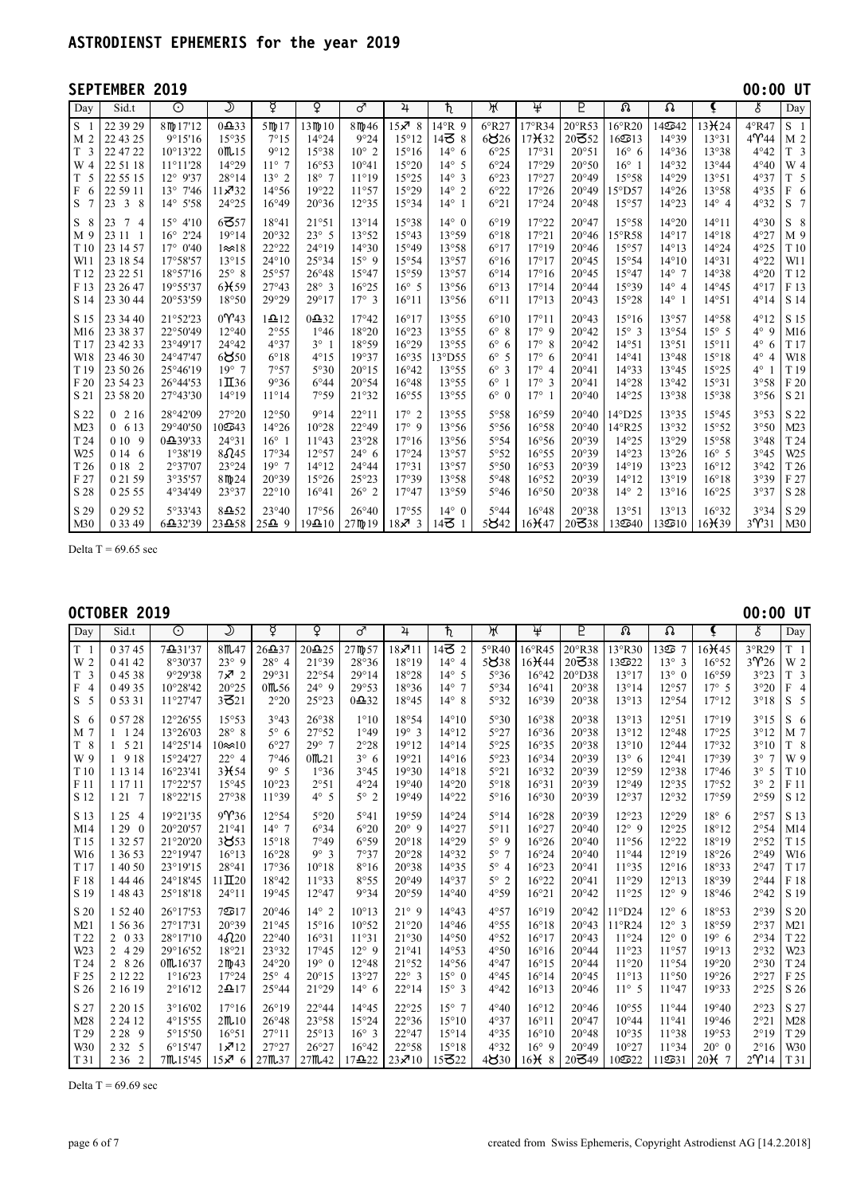# ASTRODIENST EPHEMERIS for the year 2019

## SEPTEMBER 2019 — 00:00 UT

| Day | Sid.t | ☉ | ☽ | ☿ | ♀ | ♂ | ♃ | ♄ | ♅ | ♆ | ♇ | ☊ | ☊ | ⚸ | ⚷ | Day |
|---|---|---|---|---|---|---|---|---|---|---|---|---|---|---|---|---|
| S 1 | 22 39 29 | 8♍17'12 | 0♎33 | 5♍17 | 13♍10 | 8♍46 | 15♐ 8 | 14°R 9 | 6°R27 | 17°R34 | 20°R53 | 16°R20 | 14♋42 | 13♓24 | 4°R47 | S 1 |
| M 2 | 22 43 25 | 9°15'16 | 15°35 | 7°15 | 14°24 | 9°24 | 15°12 | 14♑ 8 | 6♉26 | 17♓32 | 20♑52 | 16♋13 | 14°39 | 13°31 | 4♈44 | M 2 |
| T 3 | 22 47 22 | 10°13'22 | 0♏15 | 9°12 | 15°38 | 10° 2 | 15°16 | 14° 6 | 6°25 | 17°31 | 20°51 | 16° 6 | 14°36 | 13°38 | 4°42 | T 3 |
| W 4 | 22 51 18 | 11°11'28 | 14°29 | 11° 7 | 16°53 | 10°41 | 15°20 | 14° 5 | 6°24 | 17°29 | 20°50 | 16° 1 | 14°32 | 13°44 | 4°40 | W 4 |
| T 5 | 22 55 15 | 12° 9'37 | 28°14 | 13° 2 | 18° 7 | 11°19 | 15°25 | 14° 3 | 6°23 | 17°27 | 20°49 | 15°58 | 14°29 | 13°51 | 4°37 | T 5 |
| F 6 | 22 59 11 | 13° 7'46 | 11♐32 | 14°56 | 19°22 | 11°57 | 15°29 | 14° 2 | 6°22 | 17°26 | 20°49 | 15°D57 | 14°26 | 13°58 | 4°35 | F 6 |
| S 7 | 23 3 8 | 14° 5'58 | 24°25 | 16°49 | 20°36 | 12°35 | 15°34 | 14° 1 | 6°21 | 17°24 | 20°48 | 15°57 | 14°23 | 14° 4 | 4°32 | S 7 |
| S 8 | 23 7 4 | 15° 4'10 | 6♑57 | 18°41 | 21°51 | 13°14 | 15°38 | 14° 0 | 6°19 | 17°22 | 20°47 | 15°58 | 14°20 | 14°11 | 4°30 | S 8 |
| M 9 | 23 11 1 | 16° 2'24 | 19°14 | 20°32 | 23° 5 | 13°52 | 15°43 | 13°59 | 6°18 | 17°21 | 20°46 | 15°R58 | 14°17 | 14°18 | 4°27 | M 9 |
| T 10 | 23 14 57 | 17° 0'40 | 1♒18 | 22°22 | 24°19 | 14°30 | 15°49 | 13°58 | 6°17 | 17°19 | 20°46 | 15°57 | 14°13 | 14°24 | 4°25 | T 10 |
| W11 | 23 18 54 | 17°58'57 | 13°15 | 24°10 | 25°34 | 15° 9 | 15°54 | 13°57 | 6°16 | 17°17 | 20°45 | 15°54 | 14°10 | 14°31 | 4°22 | W11 |
| T 12 | 23 22 51 | 18°57'16 | 25° 8 | 25°57 | 26°48 | 15°47 | 15°59 | 13°57 | 6°14 | 17°16 | 20°45 | 15°47 | 14° 7 | 14°38 | 4°20 | T 12 |
| F 13 | 23 26 47 | 19°55'37 | 6♓59 | 27°43 | 28° 3 | 16°25 | 16° 5 | 13°56 | 6°13 | 17°14 | 20°44 | 15°39 | 14° 4 | 14°45 | 4°17 | F 13 |
| S 14 | 23 30 44 | 20°53'59 | 18°50 | 29°29 | 29°17 | 17° 3 | 16°11 | 13°56 | 6°11 | 17°13 | 20°43 | 15°28 | 14° 1 | 14°51 | 4°14 | S 14 |
| S 15 | 23 34 40 | 21°52'23 | 0♈43 | 1♎12 | 0♎32 | 17°42 | 16°17 | 13°55 | 6°10 | 17°11 | 20°43 | 15°16 | 13°57 | 14°58 | 4°12 | S 15 |
| M16 | 23 38 37 | 22°50'49 | 12°40 | 2°55 | 1°46 | 18°20 | 16°23 | 13°55 | 6° 8 | 17° 9 | 20°42 | 15° 3 | 13°54 | 15° 5 | 4° 9 | M16 |
| T 17 | 23 42 33 | 23°49'17 | 24°42 | 4°37 | 3° 1 | 18°59 | 16°29 | 13°55 | 6° 6 | 17° 8 | 20°42 | 14°51 | 13°51 | 15°11 | 4° 6 | T 17 |
| W18 | 23 46 30 | 24°47'47 | 6♉50 | 6°18 | 4°15 | 19°37 | 16°35 | 13°D55 | 6° 5 | 17° 6 | 20°41 | 14°41 | 13°48 | 15°18 | 4° 4 | W18 |
| T 19 | 23 50 26 | 25°46'19 | 19° 7 | 7°57 | 5°30 | 20°15 | 16°42 | 13°55 | 6° 3 | 17° 4 | 20°41 | 14°33 | 13°45 | 15°25 | 4° 1 | T 19 |
| F 20 | 23 54 23 | 26°44'53 | 1♊36 | 9°36 | 6°44 | 20°54 | 16°48 | 13°55 | 6° 1 | 17° 3 | 20°41 | 14°28 | 13°42 | 15°31 | 3°58 | F 20 |
| S 21 | 23 58 20 | 27°43'30 | 14°19 | 11°14 | 7°59 | 21°32 | 16°55 | 13°55 | 6° 0 | 17° 1 | 20°40 | 14°25 | 13°38 | 15°38 | 3°56 | S 21 |
| S 22 | 0 2 16 | 28°42'09 | 27°20 | 12°50 | 9°14 | 22°11 | 17° 2 | 13°55 | 5°58 | 16°59 | 20°40 | 14°D25 | 13°35 | 15°45 | 3°53 | S 22 |
| M23 | 0 6 13 | 29°40'50 | 10♋43 | 14°26 | 10°28 | 22°49 | 17° 9 | 13°56 | 5°56 | 16°58 | 20°40 | 14°R25 | 13°32 | 15°52 | 3°50 | M23 |
| T 24 | 0 10 9 | 0♎39'33 | 24°31 | 16° 1 | 11°43 | 23°28 | 17°16 | 13°56 | 5°54 | 16°56 | 20°39 | 14°25 | 13°29 | 15°58 | 3°48 | T 24 |
| W25 | 0 14 6 | 1°38'19 | 8♌45 | 17°34 | 12°57 | 24° 6 | 17°24 | 13°57 | 5°52 | 16°55 | 20°39 | 14°23 | 13°26 | 16° 5 | 3°45 | W25 |
| T 26 | 0 18 2 | 2°37'07 | 23°24 | 19° 7 | 14°12 | 24°44 | 17°31 | 13°57 | 5°50 | 16°53 | 20°39 | 14°19 | 13°23 | 16°12 | 3°42 | T 26 |
| F 27 | 0 21 59 | 3°35'57 | 8♍24 | 20°39 | 15°26 | 25°23 | 17°39 | 13°58 | 5°48 | 16°52 | 20°39 | 14°12 | 13°19 | 16°18 | 3°39 | F 27 |
| S 28 | 0 25 55 | 4°34'49 | 23°37 | 22°10 | 16°41 | 26° 2 | 17°47 | 13°59 | 5°46 | 16°50 | 20°38 | 14° 2 | 13°16 | 16°25 | 3°37 | S 28 |
| S 29 | 0 29 52 | 5°33'43 | 8♎52 | 23°40 | 17°56 | 26°40 | 17°55 | 14° 0 | 5°44 | 16°48 | 20°38 | 13°51 | 13°13 | 16°32 | 3°34 | S 29 |
| M30 | 0 33 49 | 6♎32'39 | 23♎58 | 25♎ 9 | 19♎10 | 27♍19 | 18♐ 3 | 14♑ 1 | 5♉42 | 16♓47 | 20♑38 | 13♋40 | 13♋10 | 16♓39 | 3♈31 | M30 |

Delta T = 69.65 sec

## OCTOBER 2019 — 00:00 UT

| Day | Sid.t | ☉ | ☽ | ☿ | ♀ | ♂ | ♃ | ♄ | ♅ | ♆ | ♇ | ☊ | ☊ | ⚸ | ⚷ | Day |
|---|---|---|---|---|---|---|---|---|---|---|---|---|---|---|---|---|
| T 1 | 0 37 45 | 7♎31'37 | 8♏47 | 26♎37 | 20♎25 | 27♍57 | 18♐11 | 14♑ 2 | 5°R40 | 16°R45 | 20°R38 | 13°R30 | 13♋ 7 | 16♓45 | 3°R29 | T 1 |
| W 2 | 0 41 42 | 8°30'37 | 23° 9 | 28° 4 | 21°39 | 28°36 | 18°19 | 14° 4 | 5♉38 | 16♓44 | 20♑38 | 13♋22 | 13° 3 | 16°52 | 3♈26 | W 2 |
| T 3 | 0 45 38 | 9°29'38 | 7♐ 2 | 29°31 | 22°54 | 29°14 | 18°28 | 14° 5 | 5°36 | 16°42 | 20°D38 | 13°17 | 13° 0 | 16°59 | 3°23 | T 3 |
| F 4 | 0 49 35 | 10°28'42 | 20°25 | 0♏56 | 24° 9 | 29°53 | 18°36 | 14° 7 | 5°34 | 16°41 | 20°38 | 13°14 | 12°57 | 17° 5 | 3°20 | F 4 |
| S 5 | 0 53 31 | 11°27'47 | 3♑21 | 2°20 | 25°23 | 0♎32 | 18°45 | 14° 8 | 5°32 | 16°39 | 20°38 | 13°13 | 12°54 | 17°12 | 3°18 | S 5 |
| S 6 | 0 57 28 | 12°26'55 | 15°53 | 3°43 | 26°38 | 1°10 | 18°54 | 14°10 | 5°30 | 16°38 | 20°38 | 13°13 | 12°51 | 17°19 | 3°15 | S 6 |
| M 7 | 1 1 24 | 13°26'03 | 28° 8 | 5° 6 | 27°52 | 1°49 | 19° 3 | 14°12 | 5°27 | 16°36 | 20°38 | 13°12 | 12°48 | 17°25 | 3°12 | M 7 |
| T 8 | 1 5 21 | 14°25'14 | 10♒10 | 6°27 | 29° 7 | 2°28 | 19°12 | 14°14 | 5°25 | 16°35 | 20°38 | 13°10 | 12°44 | 17°32 | 3°10 | T 8 |
| W 9 | 1 9 18 | 15°24'27 | 22° 4 | 7°46 | 0♏21 | 3° 6 | 19°21 | 14°16 | 5°23 | 16°34 | 20°39 | 13° 6 | 12°41 | 17°39 | 3° 7 | W 9 |
| T 10 | 1 13 14 | 16°23'41 | 3♓54 | 9° 5 | 1°36 | 3°45 | 19°30 | 14°18 | 5°21 | 16°32 | 20°39 | 12°59 | 12°38 | 17°46 | 3° 5 | T 10 |
| F 11 | 1 17 11 | 17°22'57 | 15°45 | 10°23 | 2°51 | 4°24 | 19°40 | 14°20 | 5°18 | 16°31 | 20°39 | 12°49 | 12°35 | 17°52 | 3° 2 | F 11 |
| S 12 | 1 21 7 | 18°22'15 | 27°38 | 11°39 | 4° 5 | 5° 2 | 19°49 | 14°22 | 5°16 | 16°30 | 20°39 | 12°37 | 12°32 | 17°59 | 2°59 | S 12 |
| S 13 | 1 25 4 | 19°21'35 | 9♈36 | 12°54 | 5°20 | 5°41 | 19°59 | 14°24 | 5°14 | 16°28 | 20°39 | 12°23 | 12°29 | 18° 6 | 2°57 | S 13 |
| M14 | 1 29 0 | 20°20'57 | 21°41 | 14° 7 | 6°34 | 6°20 | 20° 9 | 14°27 | 5°11 | 16°27 | 20°40 | 12° 9 | 12°25 | 18°12 | 2°54 | M14 |
| T 15 | 1 32 57 | 21°20'20 | 3♉53 | 15°18 | 7°49 | 6°59 | 20°18 | 14°29 | 5° 9 | 16°26 | 20°40 | 11°56 | 12°22 | 18°19 | 2°52 | T 15 |
| W16 | 1 36 53 | 22°19'47 | 16°13 | 16°28 | 9° 3 | 7°37 | 20°28 | 14°32 | 5° 7 | 16°24 | 20°40 | 11°44 | 12°19 | 18°26 | 2°49 | W16 |
| T 17 | 1 40 50 | 23°19'15 | 28°41 | 17°36 | 10°18 | 8°16 | 20°38 | 14°35 | 5° 4 | 16°23 | 20°41 | 11°35 | 12°16 | 18°33 | 2°47 | T 17 |
| F 18 | 1 44 46 | 24°18'45 | 11♊20 | 18°42 | 11°33 | 8°55 | 20°49 | 14°37 | 5° 2 | 16°22 | 20°41 | 11°29 | 12°13 | 18°39 | 2°44 | F 18 |
| S 19 | 1 48 43 | 25°18'18 | 24°11 | 19°45 | 12°47 | 9°34 | 20°59 | 14°40 | 4°59 | 16°21 | 20°42 | 11°25 | 12° 9 | 18°46 | 2°42 | S 19 |
| S 20 | 1 52 40 | 26°17'53 | 7♋17 | 20°46 | 14° 2 | 10°13 | 21° 9 | 14°43 | 4°57 | 16°19 | 20°42 | 11°D24 | 12° 6 | 18°53 | 2°39 | S 20 |
| M21 | 1 56 36 | 27°17'31 | 20°39 | 21°45 | 15°16 | 10°52 | 21°20 | 14°46 | 4°55 | 16°18 | 20°43 | 11°R24 | 12° 3 | 18°59 | 2°37 | M21 |
| T 22 | 2 0 33 | 28°17'10 | 4♌20 | 22°40 | 16°31 | 11°31 | 21°30 | 14°50 | 4°52 | 16°17 | 20°43 | 11°24 | 12° 0 | 19° 6 | 2°34 | T 22 |
| W23 | 2 4 29 | 29°16'52 | 18°21 | 23°32 | 17°45 | 12° 9 | 21°41 | 14°53 | 4°50 | 16°16 | 20°44 | 11°23 | 11°57 | 19°13 | 2°32 | W23 |
| T 24 | 2 8 26 | 0♏16'37 | 2♍43 | 24°20 | 19° 0 | 12°48 | 21°52 | 14°56 | 4°47 | 16°15 | 20°44 | 11°20 | 11°54 | 19°20 | 2°30 | T 24 |
| F 25 | 2 12 22 | 1°16'23 | 17°24 | 25° 4 | 20°15 | 13°27 | 22° 3 | 15° 0 | 4°45 | 16°14 | 20°45 | 11°13 | 11°50 | 19°26 | 2°27 | F 25 |
| S 26 | 2 16 19 | 2°16'12 | 2♎17 | 25°44 | 21°29 | 14° 6 | 22°14 | 15° 3 | 4°42 | 16°13 | 20°46 | 11° 5 | 11°47 | 19°33 | 2°25 | S 26 |
| S 27 | 2 20 15 | 3°16'02 | 17°16 | 26°19 | 22°44 | 14°45 | 22°25 | 15° 7 | 4°40 | 16°12 | 20°46 | 10°55 | 11°44 | 19°40 | 2°23 | S 27 |
| M28 | 2 24 12 | 4°15'55 | 2♏10 | 26°48 | 23°58 | 15°24 | 22°36 | 15°10 | 4°37 | 16°11 | 20°47 | 10°44 | 11°41 | 19°46 | 2°21 | M28 |
| T 29 | 2 28 9 | 5°15'50 | 16°51 | 27°11 | 25°13 | 16° 3 | 22°47 | 15°14 | 4°35 | 16°10 | 20°48 | 10°35 | 11°38 | 19°53 | 2°19 | T 29 |
| W30 | 2 32 5 | 6°15'47 | 1♐12 | 27°27 | 26°27 | 16°42 | 22°58 | 15°18 | 4°32 | 16° 9 | 20°49 | 10°27 | 11°34 | 20° 0 | 2°16 | W30 |
| T 31 | 2 36 2 | 7♏15'45 | 15♐ 6 | 27♏37 | 27♏42 | 17♎22 | 23♐10 | 15♑22 | 4♉30 | 16♓ 8 | 20♑49 | 10♋22 | 11♋31 | 20♓ 7 | 2♈14 | T 31 |

Delta T = 69.69 sec

created from Swiss Ephemeris, Copyright Astrodienst AG [14.2.2018]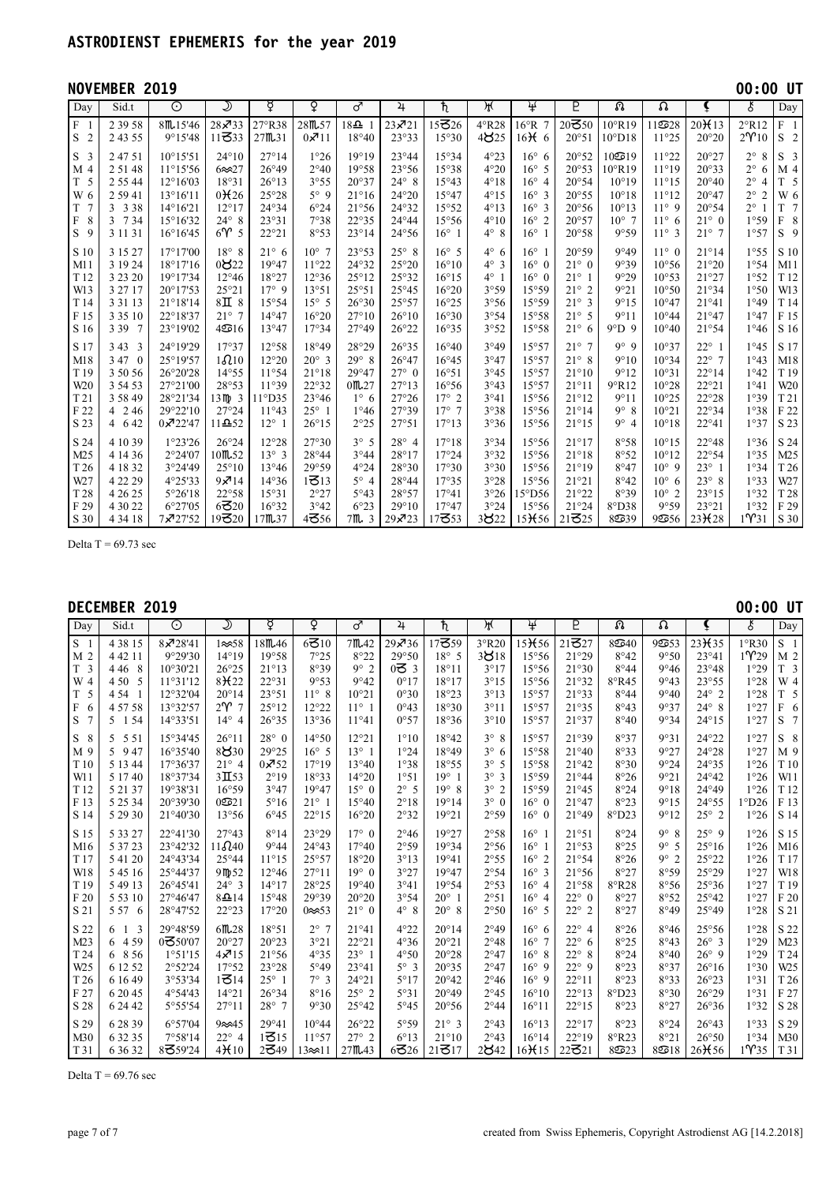# ASTRODIENST EPHEMERIS for the year 2019

## NOVEMBER 2019

00:00 UT

| Day | Sid.t | ☉ | ☽ | ☿ | ♀ | ♂ | ♃ | ♄ | ♅ | ♆ | ♇ | ☊ | ☊ | ⚸ | ⚷ | Day |
|---|---|---|---|---|---|---|---|---|---|---|---|---|---|---|---|---|
| F 1 | 2 39 58 | 8♏15'46 | 28♐33 | 27°R38 | 28♏57 | 18♎ 1 | 23♐21 | 15♑26 | 4°R28 | 16°R 7 | 20♑50 | 10°R19 | 11♋28 | 20♓13 | 2°R12 | F 1 |
| S 2 | 2 43 55 | 9°15'48 | 11♑33 | 27♏31 | 0♐11 | 18°40 | 23°33 | 15°30 | 4♉25 | 16♓ 6 | 20°51 | 10°D18 | 11°25 | 20°20 | 2♈10 | S 2 |
| S 3 | 2 47 51 | 10°15'51 | 24°10 | 27°14 | 1°26 | 19°19 | 23°44 | 15°34 | 4°23 | 16° 6 | 20°52 | 10♋19 | 11°22 | 20°27 | 2° 8 | S 3 |
| M 4 | 2 51 48 | 11°15'56 | 6♒27 | 26°49 | 2°40 | 19°58 | 23°56 | 15°38 | 4°20 | 16° 5 | 20°53 | 10°R19 | 11°19 | 20°33 | 2° 6 | M 4 |
| T 5 | 2 55 44 | 12°16'03 | 18°31 | 26°13 | 3°55 | 20°37 | 24° 8 | 15°43 | 4°18 | 16° 4 | 20°54 | 10°19 | 11°15 | 20°40 | 2° 4 | T 5 |
| W 6 | 2 59 41 | 13°16'11 | 0♓26 | 25°28 | 5° 9 | 21°16 | 24°20 | 15°47 | 4°15 | 16° 3 | 20°55 | 10°18 | 11°12 | 20°47 | 2° 2 | W 6 |
| T 7 | 3 3 38 | 14°16'21 | 12°17 | 24°34 | 6°24 | 21°56 | 24°32 | 15°52 | 4°13 | 16° 3 | 20°56 | 10°13 | 11° 9 | 20°54 | 2° 1 | T 7 |
| F 8 | 3 7 34 | 15°16'32 | 24° 8 | 23°31 | 7°38 | 22°35 | 24°44 | 15°56 | 4°10 | 16° 2 | 20°57 | 10° 7 | 11° 6 | 21° 0 | 1°59 | F 8 |
| S 9 | 3 11 31 | 16°16'45 | 6♈ 5 | 22°21 | 8°53 | 23°14 | 24°56 | 16° 1 | 4° 8 | 16° 1 | 20°58 | 9°59 | 11° 3 | 21° 7 | 1°57 | S 9 |
| S 10 | 3 15 27 | 17°17'00 | 18° 8 | 21° 6 | 10° 7 | 23°53 | 25° 8 | 16° 5 | 4° 6 | 16° 1 | 20°59 | 9°49 | 11° 0 | 21°14 | 1°55 | S 10 |
| M11 | 3 19 24 | 18°17'16 | 0♉22 | 19°47 | 11°22 | 24°32 | 25°20 | 16°10 | 4° 3 | 16° 0 | 21° 0 | 9°39 | 10°56 | 21°20 | 1°54 | M11 |
| T12 | 3 23 20 | 19°17'34 | 12°46 | 18°27 | 12°36 | 25°12 | 25°32 | 16°15 | 4° 1 | 16° 0 | 21° 1 | 9°29 | 10°53 | 21°27 | 1°52 | T12 |
| W13 | 3 27 17 | 20°17'53 | 25°21 | 17° 9 | 13°51 | 25°51 | 25°45 | 16°20 | 3°59 | 15°59 | 21° 2 | 9°21 | 10°50 | 21°34 | 1°50 | W13 |
| T14 | 3 31 13 | 21°18'14 | 8♊ 8 | 15°54 | 15° 5 | 26°30 | 25°57 | 16°25 | 3°56 | 15°59 | 21° 3 | 9°15 | 10°47 | 21°41 | 1°49 | T14 |
| F15 | 3 35 10 | 22°18'37 | 21° 7 | 14°47 | 16°20 | 27°10 | 26°10 | 16°30 | 3°54 | 15°58 | 21° 5 | 9°11 | 10°44 | 21°47 | 1°47 | F15 |
| S16 | 3 39 7 | 23°19'02 | 4♋16 | 13°47 | 17°34 | 27°49 | 26°22 | 16°35 | 3°52 | 15°58 | 21° 6 | 9°D 9 | 10°40 | 21°54 | 1°46 | S16 |
| S17 | 3 43 3 | 24°19'29 | 17°37 | 12°58 | 18°49 | 28°29 | 26°35 | 16°40 | 3°49 | 15°57 | 21° 7 | 9° 9 | 10°37 | 22° 1 | 1°45 | S17 |
| M18 | 3 47 0 | 25°19'57 | 1♌10 | 12°20 | 20° 3 | 29° 8 | 26°47 | 16°45 | 3°47 | 15°57 | 21° 8 | 9°10 | 10°34 | 22° 7 | 1°43 | M18 |
| T19 | 3 50 56 | 26°20'28 | 14°55 | 11°54 | 21°18 | 29°47 | 27° 0 | 16°51 | 3°45 | 15°57 | 21°10 | 9°12 | 10°31 | 22°14 | 1°42 | T19 |
| W20 | 3 54 53 | 27°21'00 | 28°53 | 11°39 | 22°32 | 0♏27 | 27°13 | 16°56 | 3°43 | 15°57 | 21°11 | 9°R12 | 10°28 | 22°21 | 1°41 | W20 |
| T21 | 3 58 49 | 28°21'34 | 13♍ 3 | 11°D35 | 23°46 | 1° 6 | 27°26 | 17° 2 | 3°41 | 15°56 | 21°12 | 9°11 | 10°25 | 22°28 | 1°39 | T21 |
| F22 | 4 2 46 | 29°22'10 | 27°24 | 11°43 | 25° 1 | 1°46 | 27°39 | 17° 7 | 3°38 | 15°56 | 21°14 | 9° 8 | 10°21 | 22°34 | 1°38 | F22 |
| S23 | 4 6 42 | 0♐22'47 | 11♎52 | 12° 1 | 26°15 | 2°25 | 27°51 | 17°13 | 3°36 | 15°56 | 21°15 | 9° 4 | 10°18 | 22°41 | 1°37 | S23 |
| S24 | 4 10 39 | 1°23'26 | 26°24 | 12°28 | 27°30 | 3° 5 | 28° 4 | 17°18 | 3°34 | 15°56 | 21°17 | 8°58 | 10°15 | 22°48 | 1°36 | S24 |
| M25 | 4 14 36 | 2°24'07 | 10♏52 | 13° 3 | 28°44 | 3°44 | 28°17 | 17°24 | 3°32 | 15°56 | 21°18 | 8°52 | 10°12 | 22°54 | 1°35 | M25 |
| T26 | 4 18 32 | 3°24'49 | 25°10 | 13°46 | 29°59 | 4°24 | 28°30 | 17°30 | 3°30 | 15°56 | 21°19 | 8°47 | 10° 9 | 23° 1 | 1°34 | T26 |
| W27 | 4 22 29 | 4°25'33 | 9♐14 | 14°36 | 1♑13 | 5° 4 | 28°44 | 17°35 | 3°28 | 15°56 | 21°21 | 8°42 | 10° 6 | 23° 8 | 1°33 | W27 |
| T28 | 4 26 25 | 5°26'18 | 22°58 | 15°31 | 2°27 | 5°43 | 28°57 | 17°41 | 3°26 | 15°D56 | 21°22 | 8°39 | 10° 2 | 23°15 | 1°32 | T28 |
| F29 | 4 30 22 | 6°27'05 | 6♑20 | 16°32 | 3°42 | 6°23 | 29°10 | 17°47 | 3°24 | 15°56 | 21°24 | 8°D38 | 9°59 | 23°21 | 1°32 | F29 |
| S30 | 4 34 18 | 7♐27'52 | 19♑20 | 17♏37 | 4♑56 | 7♏ 3 | 29♐23 | 17♑53 | 3♉22 | 15♓56 | 21♑25 | 8♋39 | 9♋56 | 23♓28 | 1♈31 | S30 |

Delta T = 69.73 sec

## DECEMBER 2019

00:00 UT

| Day | Sid.t | ☉ | ☽ | ☿ | ♀ | ♂ | ♃ | ♄ | ♅ | ♆ | ♇ | ☊ | ☊ | ⚸ | ⚷ | Day |
|---|---|---|---|---|---|---|---|---|---|---|---|---|---|---|---|---|
| S 1 | 4 38 15 | 8♐28'41 | 1♒58 | 18♏46 | 6♑10 | 7♏42 | 29♐36 | 17♑59 | 3°R20 | 15♓56 | 21♑27 | 8♋40 | 9♋53 | 23♓35 | 1°R30 | S 1 |
| M 2 | 4 42 11 | 9°29'30 | 14°19 | 19°58 | 7°25 | 8°22 | 29°50 | 18° 5 | 3♉18 | 15°56 | 21°29 | 8°42 | 9°50 | 23°41 | 1♈29 | M 2 |
| T 3 | 4 46 8 | 10°30'21 | 26°25 | 21°13 | 8°39 | 9° 2 | 0♑ 3 | 18°11 | 3°17 | 15°56 | 21°30 | 8°44 | 9°46 | 23°48 | 1°29 | T 3 |
| W 4 | 4 50 5 | 11°31'12 | 8♓22 | 22°31 | 9°53 | 9°42 | 0°17 | 18°17 | 3°15 | 15°56 | 21°32 | 8°R45 | 9°43 | 23°55 | 1°28 | W 4 |
| T 5 | 4 54 1 | 12°32'04 | 20°14 | 23°51 | 11° 8 | 10°21 | 0°30 | 18°23 | 3°13 | 15°57 | 21°33 | 8°44 | 9°40 | 24° 2 | 1°28 | T 5 |
| F 6 | 4 57 58 | 13°32'57 | 2♈ 7 | 25°12 | 12°22 | 11° 1 | 0°43 | 18°30 | 3°11 | 15°57 | 21°35 | 8°43 | 9°37 | 24° 8 | 1°27 | F 6 |
| S 7 | 5 1 54 | 14°33'51 | 14° 4 | 26°35 | 13°36 | 11°41 | 0°57 | 18°36 | 3°10 | 15°57 | 21°37 | 8°40 | 9°34 | 24°15 | 1°27 | S 7 |
| S 8 | 5 5 51 | 15°34'45 | 26°11 | 28° 0 | 14°50 | 12°21 | 1°10 | 18°42 | 3° 8 | 15°57 | 21°39 | 8°37 | 9°31 | 24°22 | 1°27 | S 8 |
| M 9 | 5 9 47 | 16°35'40 | 8♉30 | 29°25 | 16° 5 | 13° 1 | 1°24 | 18°49 | 3° 6 | 15°58 | 21°40 | 8°33 | 9°27 | 24°28 | 1°27 | M 9 |
| T10 | 5 13 44 | 17°36'37 | 21° 4 | 0♐52 | 17°19 | 13°40 | 1°38 | 18°55 | 3° 5 | 15°58 | 21°42 | 8°30 | 9°24 | 24°35 | 1°26 | T10 |
| W11 | 5 17 40 | 18°37'34 | 3♊53 | 2°19 | 18°33 | 14°20 | 1°51 | 19° 1 | 3° 3 | 15°59 | 21°44 | 8°26 | 9°21 | 24°42 | 1°26 | W11 |
| T12 | 5 21 37 | 19°38'31 | 16°59 | 3°47 | 19°47 | 15° 0 | 2° 5 | 19° 8 | 3° 2 | 15°59 | 21°45 | 8°24 | 9°18 | 24°49 | 1°26 | T12 |
| F13 | 5 25 34 | 20°39'30 | 0♋21 | 5°16 | 21° 1 | 15°40 | 2°18 | 19°14 | 3° 0 | 16° 0 | 21°47 | 8°23 | 9°15 | 24°55 | 1°D26 | F13 |
| S14 | 5 29 30 | 21°40'30 | 13°56 | 6°45 | 22°15 | 16°20 | 2°32 | 19°21 | 2°59 | 16° 0 | 21°49 | 8°D23 | 9°12 | 25° 2 | 1°26 | S14 |
| S15 | 5 33 27 | 22°41'30 | 27°43 | 8°14 | 23°29 | 17° 0 | 2°46 | 19°27 | 2°58 | 16° 1 | 21°51 | 8°24 | 9° 8 | 25° 9 | 1°26 | S15 |
| M16 | 5 37 23 | 23°42'32 | 11♌40 | 9°44 | 24°43 | 17°40 | 2°59 | 19°34 | 2°56 | 16° 1 | 21°53 | 8°25 | 9° 5 | 25°16 | 1°26 | M16 |
| T17 | 5 41 20 | 24°43'34 | 25°44 | 11°15 | 25°57 | 18°20 | 3°13 | 19°41 | 2°55 | 16° 2 | 21°54 | 8°26 | 9° 2 | 25°22 | 1°26 | T17 |
| W18 | 5 45 16 | 25°44'37 | 9♍52 | 12°46 | 27°11 | 19° 0 | 3°27 | 19°47 | 2°54 | 16° 3 | 21°56 | 8°27 | 8°59 | 25°29 | 1°27 | W18 |
| T19 | 5 49 13 | 26°45'41 | 24° 3 | 14°17 | 28°25 | 19°40 | 3°41 | 19°54 | 2°53 | 16° 4 | 21°58 | 8°R28 | 8°56 | 25°36 | 1°27 | T19 |
| F20 | 5 53 10 | 27°46'47 | 8♎14 | 15°48 | 29°39 | 20°20 | 3°54 | 20° 1 | 2°51 | 16° 4 | 22° 0 | 8°27 | 8°52 | 25°42 | 1°27 | F20 |
| S21 | 5 57 6 | 28°47'52 | 22°23 | 17°20 | 0♒53 | 21° 0 | 4° 8 | 20° 8 | 2°50 | 16° 5 | 22° 2 | 8°27 | 8°49 | 25°49 | 1°28 | S21 |
| S22 | 6 1 3 | 29°48'59 | 6♏28 | 18°51 | 2° 7 | 21°41 | 4°22 | 20°14 | 2°49 | 16° 6 | 22° 4 | 8°26 | 8°46 | 25°56 | 1°28 | S22 |
| M23 | 6 4 59 | 0♑50'07 | 20°27 | 20°23 | 3°21 | 22°21 | 4°36 | 20°21 | 2°48 | 16° 7 | 22° 6 | 8°25 | 8°43 | 26° 3 | 1°29 | M23 |
| T24 | 6 8 56 | 1°51'15 | 4♐15 | 21°56 | 4°35 | 23° 1 | 4°50 | 20°28 | 2°47 | 16° 8 | 22° 8 | 8°24 | 8°40 | 26° 9 | 1°29 | T24 |
| W25 | 6 12 52 | 2°52'24 | 17°52 | 23°28 | 5°49 | 23°41 | 5° 3 | 20°35 | 2°47 | 16° 9 | 22° 9 | 8°23 | 8°37 | 26°16 | 1°30 | W25 |
| T26 | 6 16 49 | 3°53'34 | 1♑14 | 25° 1 | 7° 3 | 24°21 | 5°17 | 20°42 | 2°46 | 16° 9 | 22°11 | 8°23 | 8°33 | 26°23 | 1°31 | T26 |
| F27 | 6 20 45 | 4°54'43 | 14°21 | 26°34 | 8°16 | 25° 2 | 5°31 | 20°49 | 2°45 | 16°10 | 22°13 | 8°D23 | 8°30 | 26°29 | 1°31 | F27 |
| S28 | 6 24 42 | 5°55'54 | 27°11 | 28° 7 | 9°30 | 25°42 | 5°45 | 20°56 | 2°44 | 16°11 | 22°15 | 8°23 | 8°27 | 26°36 | 1°32 | S28 |
| S29 | 6 28 39 | 6°57'04 | 9♒45 | 29°41 | 10°44 | 26°22 | 5°59 | 21° 3 | 2°43 | 16°13 | 22°17 | 8°23 | 8°24 | 26°43 | 1°33 | S29 |
| M30 | 6 32 35 | 7°58'14 | 22° 4 | 1♑15 | 11°57 | 27° 2 | 6°13 | 21°10 | 2°43 | 16°14 | 22°19 | 8°R23 | 8°21 | 26°50 | 1°34 | M30 |
| T31 | 6 36 32 | 8♑59'24 | 4♓10 | 2♑49 | 13♒11 | 27♏43 | 6♑26 | 21♑17 | 2♉42 | 16♓15 | 22♑21 | 8♋23 | 8♋18 | 26♓56 | 1♈35 | T31 |

Delta T = 69.76 sec

created from Swiss Ephemeris, Copyright Astrodienst AG [14.2.2018]